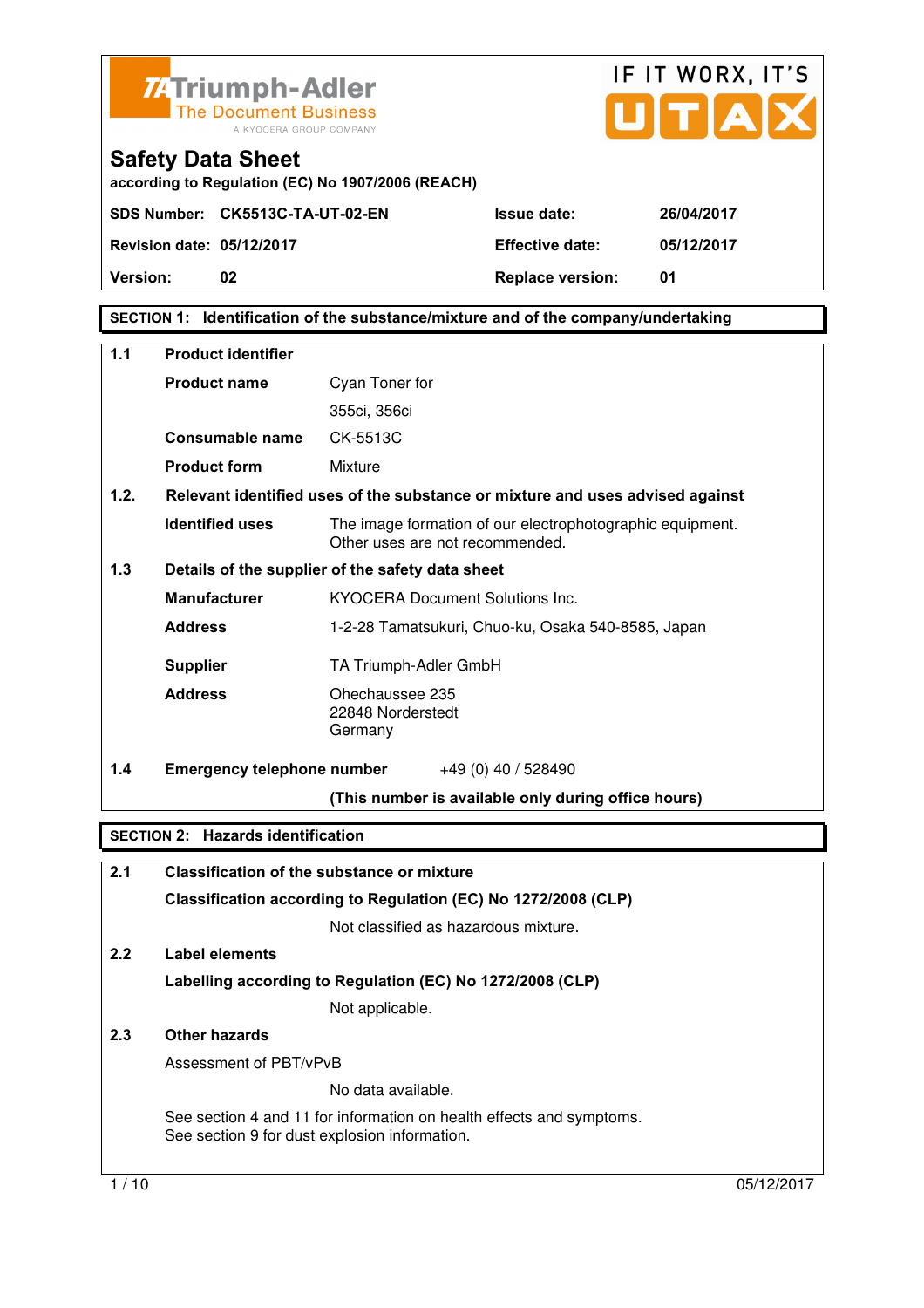Triumph-Adler
The Document Business
A KYOCERA GROUP COMPANY

IF IT WORX, IT'S UTAX

# Safety Data Sheet

according to Regulation (EC) No 1907/2006 (REACH)

| | | | |
|---|---|---|---|
| **SDS Number:** | **CK5513C-TA-UT-02-EN** | **Issue date:** | **26/04/2017** |
| **Revision date:** | **05/12/2017** | **Effective date:** | **05/12/2017** |
| **Version:** | **02** | **Replace version:** | **01** |

## SECTION 1: Identification of the substance/mixture and of the company/undertaking

### 1.1 Product identifier

**Product name** Cyan Toner for 355ci, 356ci

**Consumable name** CK-5513C

**Product form** Mixture

### 1.2. Relevant identified uses of the substance or mixture and uses advised against

**Identified uses** The image formation of our electrophotographic equipment. Other uses are not recommended.

### 1.3 Details of the supplier of the safety data sheet

**Manufacturer** KYOCERA Document Solutions Inc.

**Address** 1-2-28 Tamatsukuri, Chuo-ku, Osaka 540-8585, Japan

**Supplier** TA Triumph-Adler GmbH

**Address** Ohechaussee 235
22848 Norderstedt
Germany

### 1.4 Emergency telephone number

+49 (0) 40 / 528490

**(This number is available only during office hours)**

## SECTION 2: Hazards identification

### 2.1 Classification of the substance or mixture

**Classification according to Regulation (EC) No 1272/2008 (CLP)**

Not classified as hazardous mixture.

### 2.2 Label elements

**Labelling according to Regulation (EC) No 1272/2008 (CLP)**

Not applicable.

### 2.3 Other hazards

Assessment of PBT/vPvB

No data available.

See section 4 and 11 for information on health effects and symptoms.
See section 9 for dust explosion information.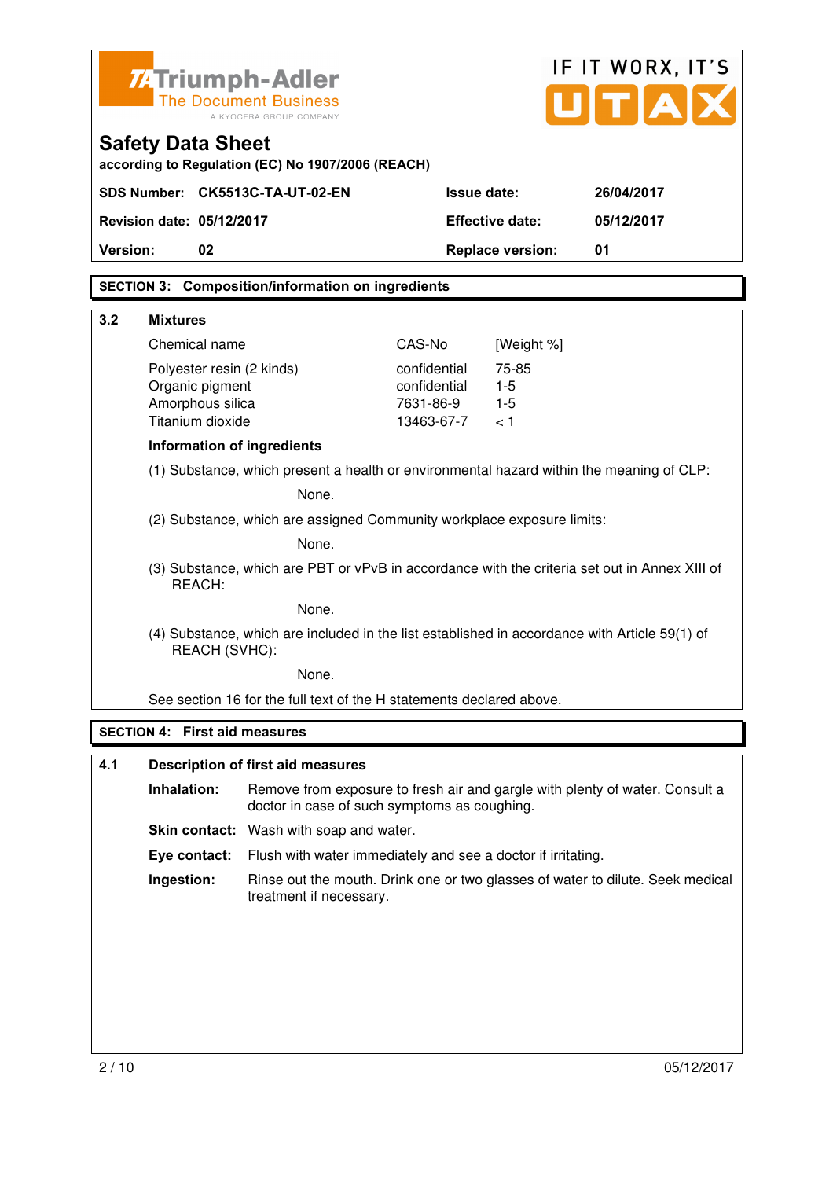Triumph-Adler
The Document Business
A KYOCERA GROUP COMPANY

IF IT WORX, IT'S UTAX

# Safety Data Sheet

**according to Regulation (EC) No 1907/2006 (REACH)**

| | | | |
|---|---|---|---|
| **SDS Number:** | **CK5513C-TA-UT-02-EN** | **Issue date:** | **26/04/2017** |
| **Revision date:** | **05/12/2017** | **Effective date:** | **05/12/2017** |
| **Version:** | **02** | **Replace version:** | **01** |

## SECTION 3: Composition/information on ingredients

### 3.2 Mixtures

| Chemical name | CAS-No | [Weight %] |
|---|---|---|
| Polyester resin (2 kinds) | confidential | 75-85 |
| Organic pigment | confidential | 1-5 |
| Amorphous silica | 7631-86-9 | 1-5 |
| Titanium dioxide | 13463-67-7 | < 1 |

**Information of ingredients**

(1) Substance, which present a health or environmental hazard within the meaning of CLP:

None.

(2) Substance, which are assigned Community workplace exposure limits:

None.

(3) Substance, which are PBT or vPvB in accordance with the criteria set out in Annex XIII of REACH:

None.

(4) Substance, which are included in the list established in accordance with Article 59(1) of REACH (SVHC):

None.

See section 16 for the full text of the H statements declared above.

## SECTION 4: First aid measures

### 4.1 Description of first aid measures

**Inhalation:** Remove from exposure to fresh air and gargle with plenty of water. Consult a doctor in case of such symptoms as coughing.

**Skin contact:** Wash with soap and water.

**Eye contact:** Flush with water immediately and see a doctor if irritating.

**Ingestion:** Rinse out the mouth. Drink one or two glasses of water to dilute. Seek medical treatment if necessary.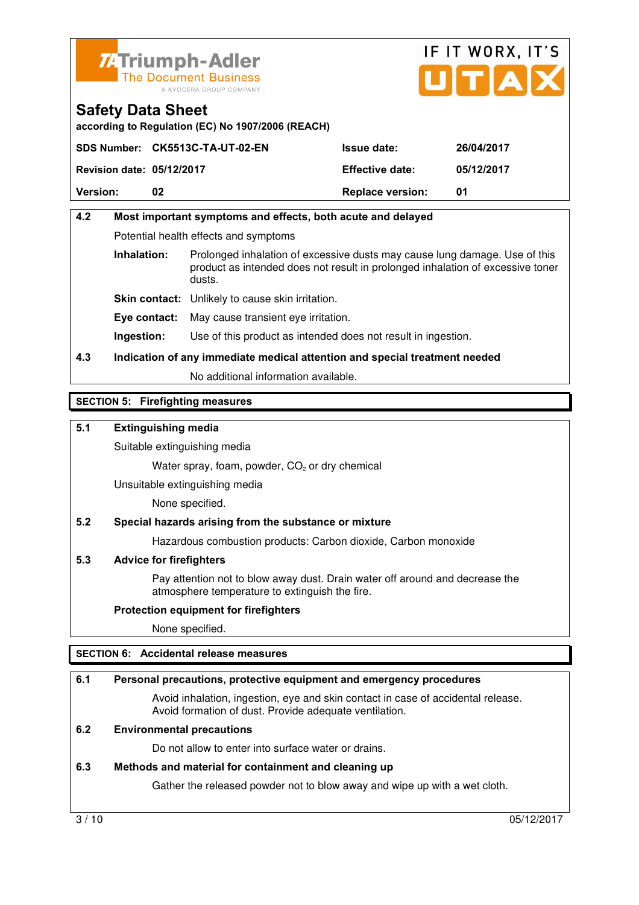**Safety Data Sheet**

**according to Regulation (EC) No 1907/2006 (REACH)**

| **SDS Number:** | **CK5513C-TA-UT-02-EN** | **Issue date:** | **26/04/2017** |
|---|---|---|---|
| **Revision date:** | **05/12/2017** | **Effective date:** | **05/12/2017** |
| **Version:** | **02** | **Replace version:** | **01** |

### 4.2 Most important symptoms and effects, both acute and delayed

Potential health effects and symptoms

**Inhalation:** Prolonged inhalation of excessive dusts may cause lung damage. Use of this product as intended does not result in prolonged inhalation of excessive toner dusts.

**Skin contact:** Unlikely to cause skin irritation.

**Eye contact:** May cause transient eye irritation.

**Ingestion:** Use of this product as intended does not result in ingestion.

### 4.3 Indication of any immediate medical attention and special treatment needed

No additional information available.

## SECTION 5: Firefighting measures

### 5.1 Extinguishing media

Suitable extinguishing media

Water spray, foam, powder, $CO_2$ or dry chemical

Unsuitable extinguishing media

None specified.

### 5.2 Special hazards arising from the substance or mixture

Hazardous combustion products: Carbon dioxide, Carbon monoxide

### 5.3 Advice for firefighters

Pay attention not to blow away dust. Drain water off around and decrease the atmosphere temperature to extinguish the fire.

**Protection equipment for firefighters**

None specified.

## SECTION 6: Accidental release measures

### 6.1 Personal precautions, protective equipment and emergency procedures

Avoid inhalation, ingestion, eye and skin contact in case of accidental release. Avoid formation of dust. Provide adequate ventilation.

### 6.2 Environmental precautions

Do not allow to enter into surface water or drains.

### 6.3 Methods and material for containment and cleaning up

Gather the released powder not to blow away and wipe up with a wet cloth.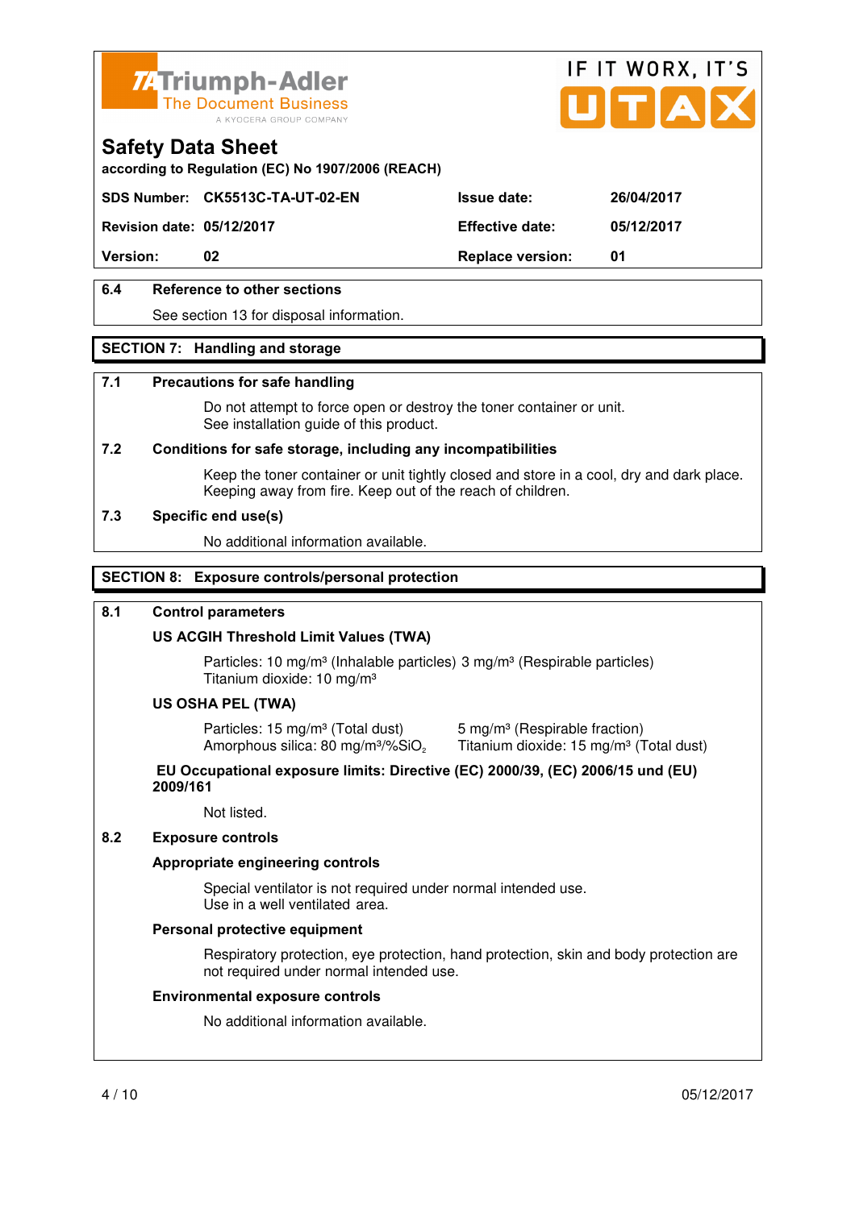| | | | |
|---|---|---|---|
| **SDS Number:** | **CK5513C-TA-UT-02-EN** | **Issue date:** | **26/04/2017** |
| **Revision date:** | **05/12/2017** | **Effective date:** | **05/12/2017** |
| **Version:** | **02** | **Replace version:** | **01** |

### 6.4 Reference to other sections

See section 13 for disposal information.

## SECTION 7: Handling and storage

### 7.1 Precautions for safe handling

Do not attempt to force open or destroy the toner container or unit.
See installation guide of this product.

### 7.2 Conditions for safe storage, including any incompatibilities

Keep the toner container or unit tightly closed and store in a cool, dry and dark place.
Keeping away from fire. Keep out of the reach of children.

### 7.3 Specific end use(s)

No additional information available.

## SECTION 8: Exposure controls/personal protection

### 8.1 Control parameters

**US ACGIH Threshold Limit Values (TWA)**

Particles: 10 mg/m³ (Inhalable particles) 3 mg/m³ (Respirable particles)
Titanium dioxide: 10 mg/m³

**US OSHA PEL (TWA)**

Particles: 15 mg/m³ (Total dust) 5 mg/m³ (Respirable fraction)
Amorphous silica: 80 mg/m³/%$SiO_2$ Titanium dioxide: 15 mg/m³ (Total dust)

**EU Occupational exposure limits: Directive (EC) 2000/39, (EC) 2006/15 und (EU) 2009/161**

Not listed.

### 8.2 Exposure controls

**Appropriate engineering controls**

Special ventilator is not required under normal intended use.
Use in a well ventilated area.

**Personal protective equipment**

Respiratory protection, eye protection, hand protection, skin and body protection are not required under normal intended use.

**Environmental exposure controls**

No additional information available.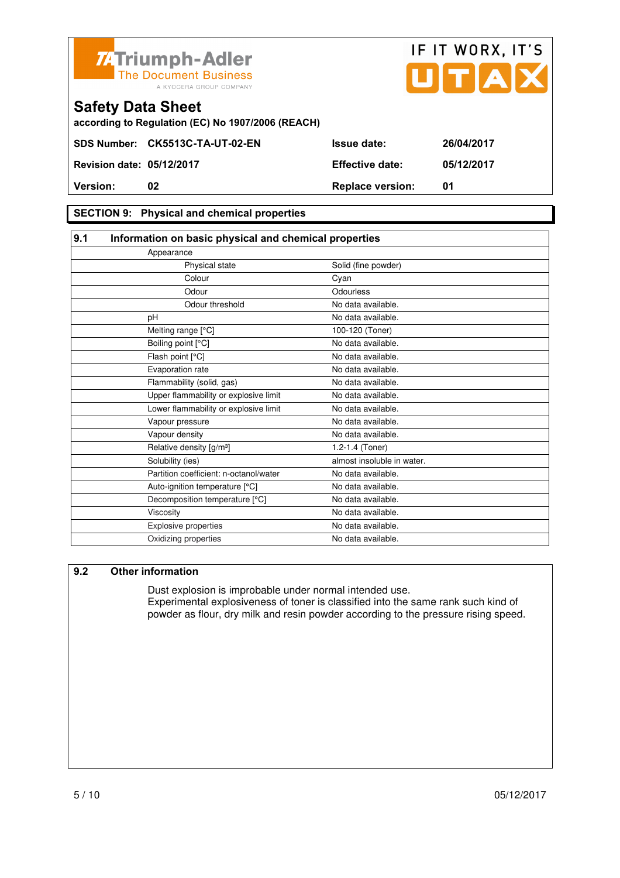## Safety Data Sheet

according to Regulation (EC) No 1907/2006 (REACH)

| | | | |
|---|---|---|---|
| **SDS Number:** | **CK5513C-TA-UT-02-EN** | **Issue date:** | **26/04/2017** |
| **Revision date:** | **05/12/2017** | **Effective date:** | **05/12/2017** |
| **Version:** | **02** | **Replace version:** | **01** |

## SECTION 9: Physical and chemical properties

### 9.1 Information on basic physical and chemical properties

| Property | Value |
|---|---|
| Appearance | |
| Physical state | Solid (fine powder) |
| Colour | Cyan |
| Odour | Odourless |
| Odour threshold | No data available. |
| pH | No data available. |
| Melting range [°C] | 100-120 (Toner) |
| Boiling point [°C] | No data available. |
| Flash point [°C] | No data available. |
| Evaporation rate | No data available. |
| Flammability (solid, gas) | No data available. |
| Upper flammability or explosive limit | No data available. |
| Lower flammability or explosive limit | No data available. |
| Vapour pressure | No data available. |
| Vapour density | No data available. |
| Relative density [g/m³] | 1.2-1.4 (Toner) |
| Solubility (ies) | almost insoluble in water. |
| Partition coefficient: n-octanol/water | No data available. |
| Auto-ignition temperature [°C] | No data available. |
| Decomposition temperature [°C] | No data available. |
| Viscosity | No data available. |
| Explosive properties | No data available. |
| Oxidizing properties | No data available. |

### 9.2 Other information

Dust explosion is improbable under normal intended use.
Experimental explosiveness of toner is classified into the same rank such kind of powder as flour, dry milk and resin powder according to the pressure rising speed.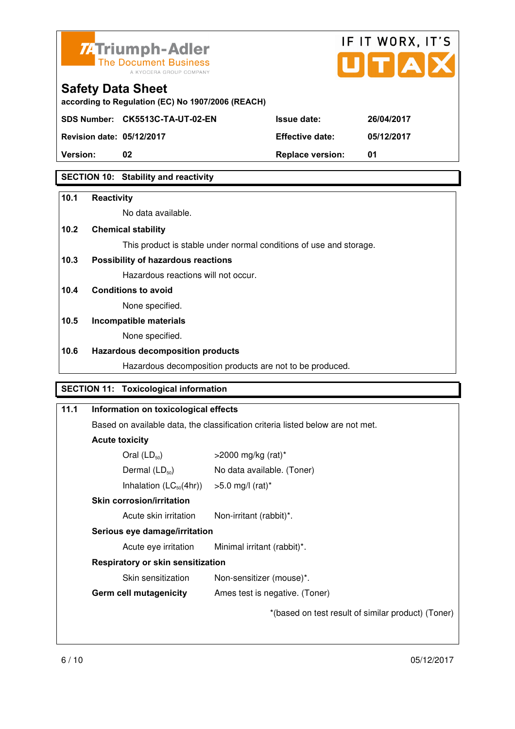Triumph-Adler
The Document Business
A KYOCERA GROUP COMPANY

IF IT WORX, IT'S UTAX

# Safety Data Sheet

according to Regulation (EC) No 1907/2006 (REACH)

| | | | |
|---|---|---|---|
| **SDS Number:** | **CK5513C-TA-UT-02-EN** | **Issue date:** | **26/04/2017** |
| **Revision date:** | **05/12/2017** | **Effective date:** | **05/12/2017** |
| **Version:** | **02** | **Replace version:** | **01** |

## SECTION 10: Stability and reactivity

**10.1 Reactivity**

No data available.

**10.2 Chemical stability**

This product is stable under normal conditions of use and storage.

**10.3 Possibility of hazardous reactions**

Hazardous reactions will not occur.

**10.4 Conditions to avoid**

None specified.

**10.5 Incompatible materials**

None specified.

**10.6 Hazardous decomposition products**

Hazardous decomposition products are not to be produced.

## SECTION 11: Toxicological information

**11.1 Information on toxicological effects**

Based on available data, the classification criteria listed below are not met.

**Acute toxicity**

| | |
|---|---|
| Oral ($LD_{50}$) | >2000 mg/kg (rat)* |
| Dermal ($LD_{50}$) | No data available. (Toner) |
| Inhalation ($LC_{50}$(4hr)) | >5.0 mg/l (rat)* |

**Skin corrosion/irritation**

| | |
|---|---|
| Acute skin irritation | Non-irritant (rabbit)*. |

**Serious eye damage/irritation**

| | |
|---|---|
| Acute eye irritation | Minimal irritant (rabbit)*. |

**Respiratory or skin sensitization**

| | |
|---|---|
| Skin sensitization | Non-sensitizer (mouse)*. |

**Germ cell mutagenicity** Ames test is negative. (Toner)

*(based on test result of similar product) (Toner)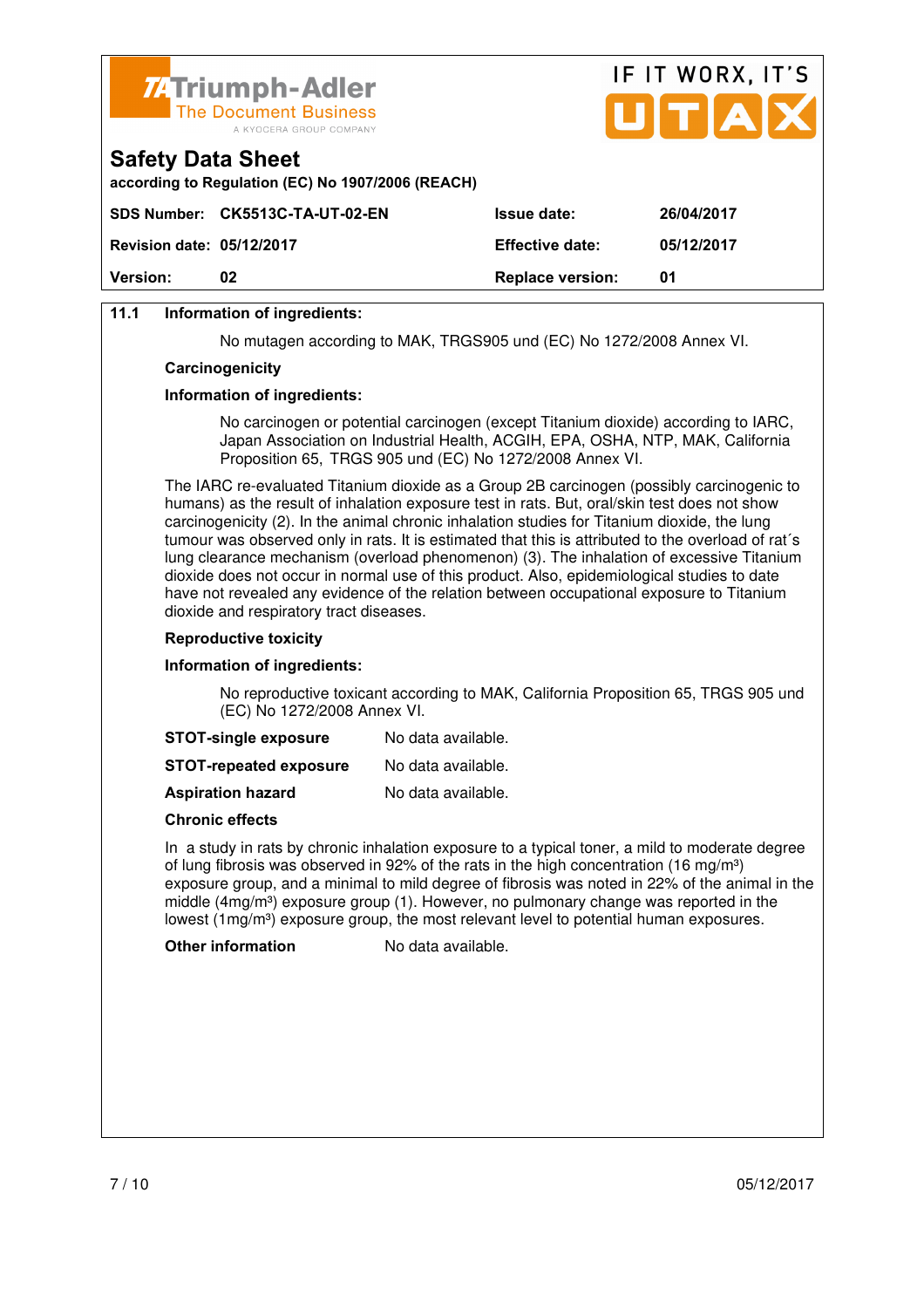**11.1 Information of ingredients:**

No mutagen according to MAK, TRGS905 und (EC) No 1272/2008 Annex VI.

**Carcinogenicity**

**Information of ingredients:**

No carcinogen or potential carcinogen (except Titanium dioxide) according to IARC, Japan Association on Industrial Health, ACGIH, EPA, OSHA, NTP, MAK, California Proposition 65, TRGS 905 und (EC) No 1272/2008 Annex VI.

The IARC re-evaluated Titanium dioxide as a Group 2B carcinogen (possibly carcinogenic to humans) as the result of inhalation exposure test in rats. But, oral/skin test does not show carcinogenicity (2). In the animal chronic inhalation studies for Titanium dioxide, the lung tumour was observed only in rats. It is estimated that this is attributed to the overload of rat´s lung clearance mechanism (overload phenomenon) (3). The inhalation of excessive Titanium dioxide does not occur in normal use of this product. Also, epidemiological studies to date have not revealed any evidence of the relation between occupational exposure to Titanium dioxide and respiratory tract diseases.

**Reproductive toxicity**

**Information of ingredients:**

No reproductive toxicant according to MAK, California Proposition 65, TRGS 905 und (EC) No 1272/2008 Annex VI.

**STOT-single exposure** No data available.

**STOT-repeated exposure** No data available.

**Aspiration hazard** No data available.

**Chronic effects**

In a study in rats by chronic inhalation exposure to a typical toner, a mild to moderate degree of lung fibrosis was observed in 92% of the rats in the high concentration (16 mg/m³) exposure group, and a minimal to mild degree of fibrosis was noted in 22% of the animal in the middle (4mg/m³) exposure group (1). However, no pulmonary change was reported in the lowest (1mg/m³) exposure group, the most relevant level to potential human exposures.

**Other information** No data available.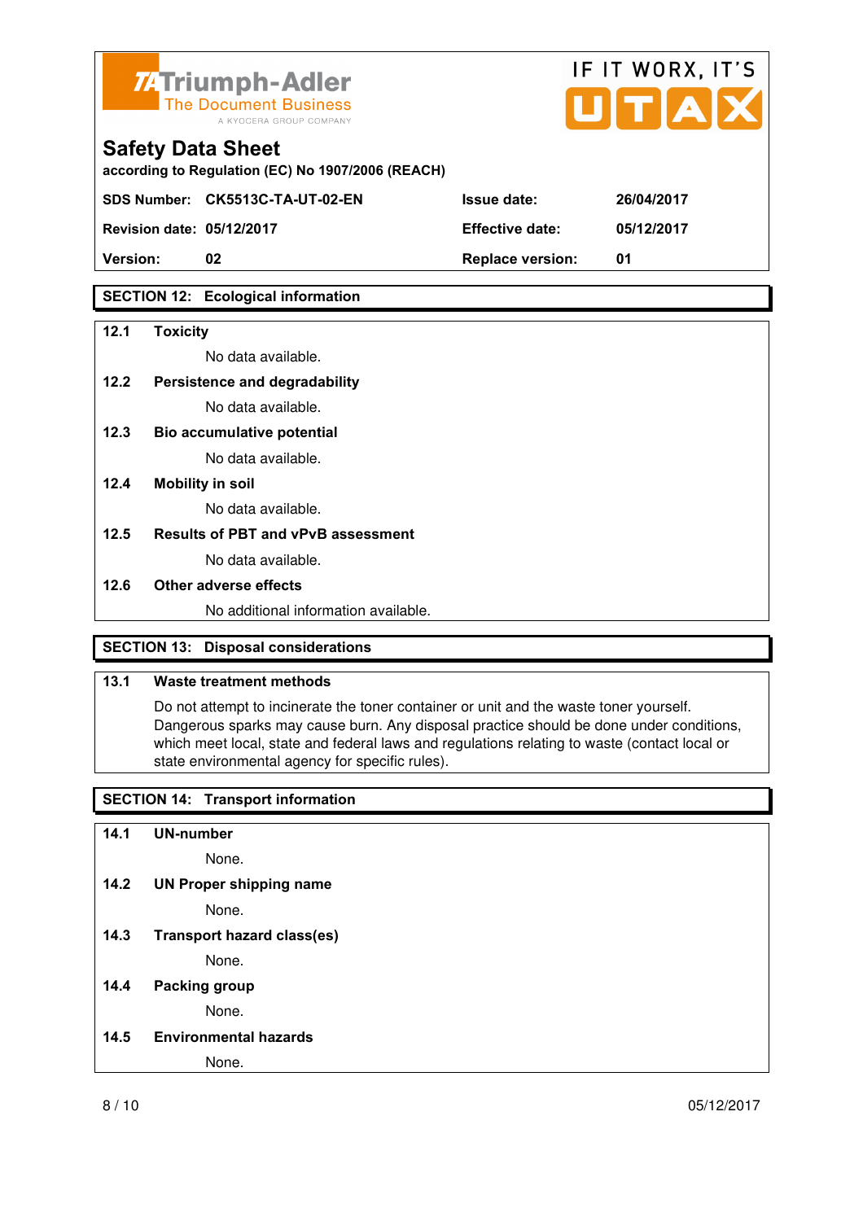## SECTION 12: Ecological information

**12.1 Toxicity**

No data available.

**12.2 Persistence and degradability**

No data available.

**12.3 Bio accumulative potential**

No data available.

**12.4 Mobility in soil**

No data available.

**12.5 Results of PBT and vPvB assessment**

No data available.

**12.6 Other adverse effects**

No additional information available.

## SECTION 13: Disposal considerations

**13.1 Waste treatment methods**

Do not attempt to incinerate the toner container or unit and the waste toner yourself. Dangerous sparks may cause burn. Any disposal practice should be done under conditions, which meet local, state and federal laws and regulations relating to waste (contact local or state environmental agency for specific rules).

## SECTION 14: Transport information

**14.1 UN-number**

None.

**14.2 UN Proper shipping name**

None.

**14.3 Transport hazard class(es)**

None.

**14.4 Packing group**

None.

**14.5 Environmental hazards**

None.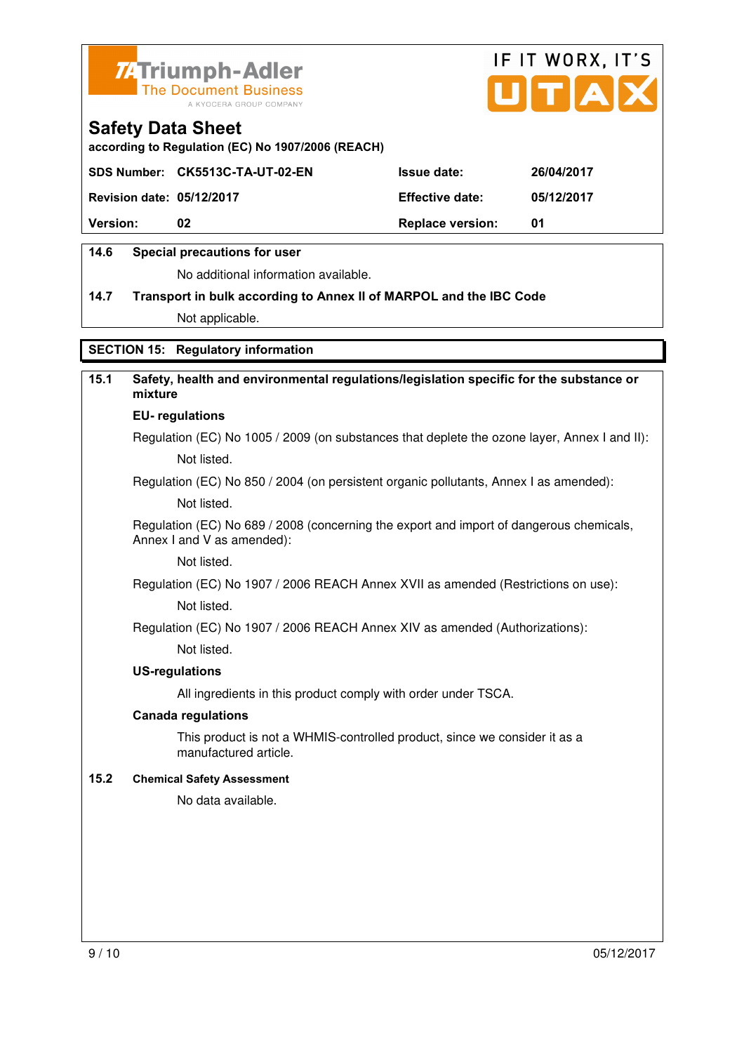**Safety Data Sheet**
according to Regulation (EC) No 1907/2006 (REACH)

| SDS Number: | CK5513C-TA-UT-02-EN | Issue date: | 26/04/2017 |
|---|---|---|---|
| Revision date: | 05/12/2017 | Effective date: | 05/12/2017 |
| Version: | 02 | Replace version: | 01 |

**14.6 Special precautions for user**

No additional information available.

**14.7 Transport in bulk according to Annex II of MARPOL and the IBC Code**

Not applicable.

## SECTION 15: Regulatory information

**15.1 Safety, health and environmental regulations/legislation specific for the substance or mixture**

**EU- regulations**

Regulation (EC) No 1005 / 2009 (on substances that deplete the ozone layer, Annex I and II):

Not listed.

Regulation (EC) No 850 / 2004 (on persistent organic pollutants, Annex I as amended):

Not listed.

Regulation (EC) No 689 / 2008 (concerning the export and import of dangerous chemicals, Annex I and V as amended):

Not listed.

Regulation (EC) No 1907 / 2006 REACH Annex XVII as amended (Restrictions on use):

Not listed.

Regulation (EC) No 1907 / 2006 REACH Annex XIV as amended (Authorizations):

Not listed.

**US-regulations**

All ingredients in this product comply with order under TSCA.

**Canada regulations**

This product is not a WHMIS-controlled product, since we consider it as a manufactured article.

**15.2 Chemical Safety Assessment**

No data available.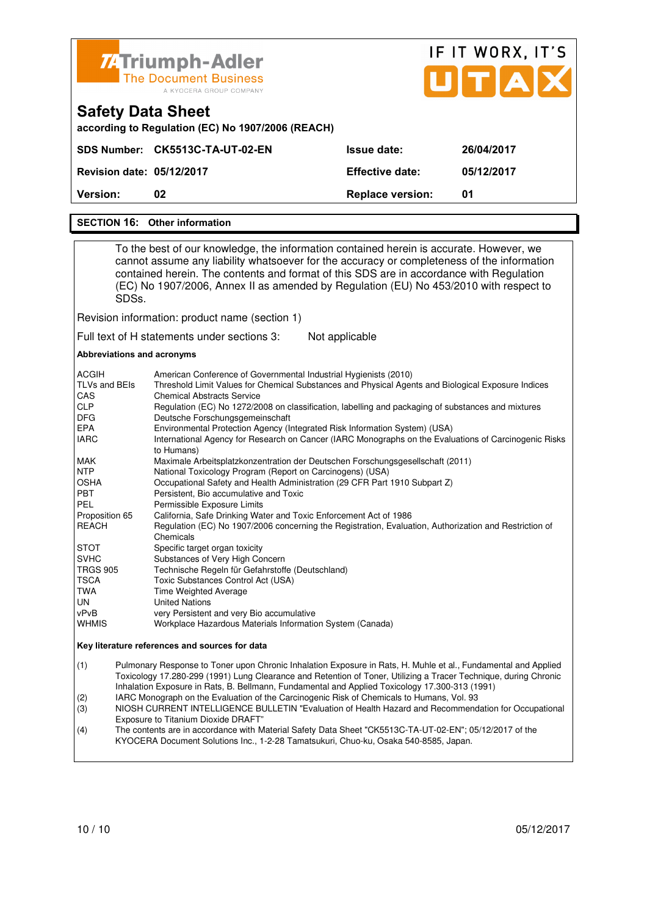# Safety Data Sheet

according to Regulation (EC) No 1907/2006 (REACH)

| SDS Number: CK5513C-TA-UT-02-EN | | Issue date: | 26/04/2017 |
|---|---|---|---|
| Revision date: | 05/12/2017 | Effective date: | 05/12/2017 |
| Version: | 02 | Replace version: | 01 |

## SECTION 16: Other information

To the best of our knowledge, the information contained herein is accurate. However, we cannot assume any liability whatsoever for the accuracy or completeness of the information contained herein. The contents and format of this SDS are in accordance with Regulation (EC) No 1907/2006, Annex II as amended by Regulation (EU) No 453/2010 with respect to SDSs.

Revision information: product name (section 1)

Full text of H statements under sections 3: Not applicable

**Abbreviations and acronyms**

| | |
|---|---|
| ACGIH | American Conference of Governmental Industrial Hygienists (2010) |
| TLVs and BEIs | Threshold Limit Values for Chemical Substances and Physical Agents and Biological Exposure Indices |
| CAS | Chemical Abstracts Service |
| CLP | Regulation (EC) No 1272/2008 on classification, labelling and packaging of substances and mixtures |
| DFG | Deutsche Forschungsgemeinschaft |
| EPA | Environmental Protection Agency (Integrated Risk Information System) (USA) |
| IARC | International Agency for Research on Cancer (IARC Monographs on the Evaluations of Carcinogenic Risks to Humans) |
| MAK | Maximale Arbeitsplatzkonzentration der Deutschen Forschungsgesellschaft (2011) |
| NTP | National Toxicology Program (Report on Carcinogens) (USA) |
| OSHA | Occupational Safety and Health Administration (29 CFR Part 1910 Subpart Z) |
| PBT | Persistent, Bio accumulative and Toxic |
| PEL | Permissible Exposure Limits |
| Proposition 65 | California, Safe Drinking Water and Toxic Enforcement Act of 1986 |
| REACH | Regulation (EC) No 1907/2006 concerning the Registration, Evaluation, Authorization and Restriction of Chemicals |
| STOT | Specific target organ toxicity |
| SVHC | Substances of Very High Concern |
| TRGS 905 | Technische Regeln für Gefahrstoffe (Deutschland) |
| TSCA | Toxic Substances Control Act (USA) |
| TWA | Time Weighted Average |
| UN | United Nations |
| vPvB | very Persistent and very Bio accumulative |
| WHMIS | Workplace Hazardous Materials Information System (Canada) |

**Key literature references and sources for data**

(1) Pulmonary Response to Toner upon Chronic Inhalation Exposure in Rats, H. Muhle et al., Fundamental and Applied Toxicology 17.280-299 (1991) Lung Clearance and Retention of Toner, Utilizing a Tracer Technique, during Chronic Inhalation Exposure in Rats, B. Bellmann, Fundamental and Applied Toxicology 17.300-313 (1991)

(2) IARC Monograph on the Evaluation of the Carcinogenic Risk of Chemicals to Humans, Vol. 93

(3) NIOSH CURRENT INTELLIGENCE BULLETIN "Evaluation of Health Hazard and Recommendation for Occupational Exposure to Titanium Dioxide DRAFT"

(4) The contents are in accordance with Material Safety Data Sheet "CK5513C-TA-UT-02-EN"; 05/12/2017 of the KYOCERA Document Solutions Inc., 1-2-28 Tamatsukuri, Chuo-ku, Osaka 540-8585, Japan.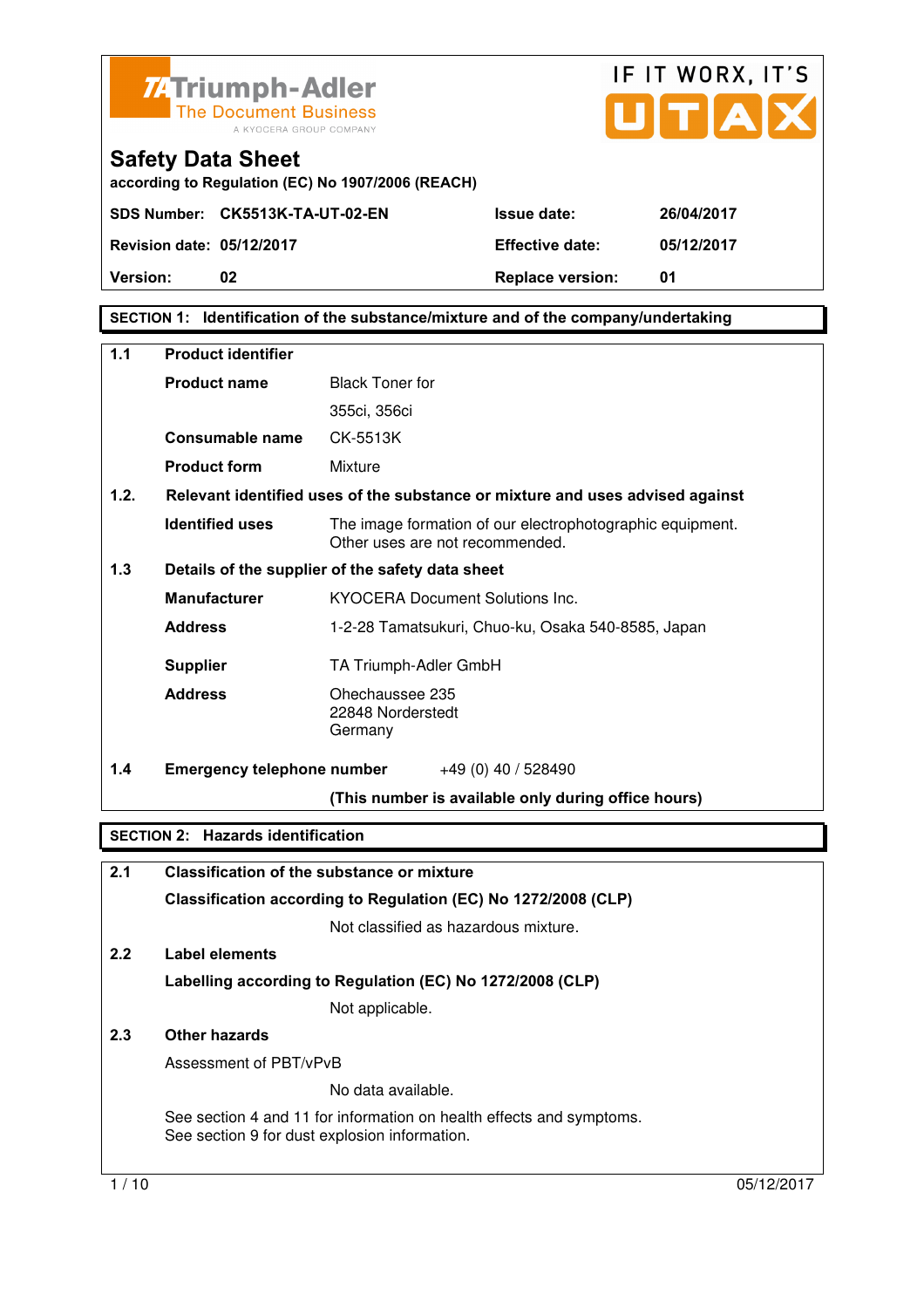Triumph-Adler
The Document Business
A KYOCERA GROUP COMPANY

IF IT WORX, IT'S UTAX

# Safety Data Sheet

according to Regulation (EC) No 1907/2006 (REACH)

| | | | |
|---|---|---|---|
| **SDS Number:** | **CK5513K-TA-UT-02-EN** | **Issue date:** | **26/04/2017** |
| **Revision date:** | **05/12/2017** | **Effective date:** | **05/12/2017** |
| **Version:** | **02** | **Replace version:** | **01** |

## SECTION 1: Identification of the substance/mixture and of the company/undertaking

**1.1 Product identifier**

| | |
|---|---|
| **Product name** | Black Toner for 355ci, 356ci |
| **Consumable name** | CK-5513K |
| **Product form** | Mixture |

**1.2. Relevant identified uses of the substance or mixture and uses advised against**

| | |
|---|---|
| **Identified uses** | The image formation of our electrophotographic equipment. Other uses are not recommended. |

**1.3 Details of the supplier of the safety data sheet**

| | |
|---|---|
| **Manufacturer** | KYOCERA Document Solutions Inc. |
| **Address** | 1-2-28 Tamatsukuri, Chuo-ku, Osaka 540-8585, Japan |
| **Supplier** | TA Triumph-Adler GmbH |
| **Address** | Ohechaussee 235<br>22848 Norderstedt<br>Germany |

**1.4 Emergency telephone number** +49 (0) 40 / 528490

**(This number is available only during office hours)**

## SECTION 2: Hazards identification

**2.1 Classification of the substance or mixture**

**Classification according to Regulation (EC) No 1272/2008 (CLP)**

Not classified as hazardous mixture.

**2.2 Label elements**

**Labelling according to Regulation (EC) No 1272/2008 (CLP)**

Not applicable.

**2.3 Other hazards**

Assessment of PBT/vPvB

No data available.

See section 4 and 11 for information on health effects and symptoms.
See section 9 for dust explosion information.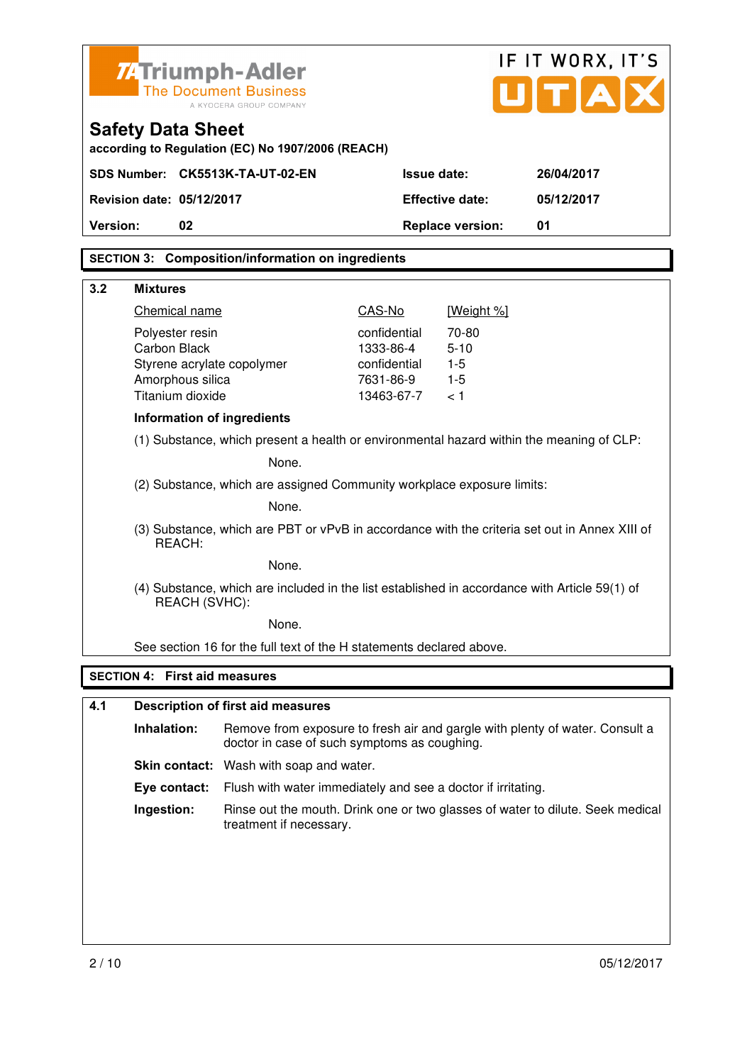Triumph-Adler
The Document Business
A KYOCERA GROUP COMPANY

IF IT WORX, IT'S UTAX

# Safety Data Sheet

**according to Regulation (EC) No 1907/2006 (REACH)**

| | | | |
|---|---|---|---|
| **SDS Number:** | **CK5513K-TA-UT-02-EN** | **Issue date:** | **26/04/2017** |
| **Revision date:** | **05/12/2017** | **Effective date:** | **05/12/2017** |
| **Version:** | **02** | **Replace version:** | **01** |

## SECTION 3: Composition/information on ingredients

### 3.2 Mixtures

| Chemical name | CAS-No | [Weight %] |
|---|---|---|
| Polyester resin | confidential | 70-80 |
| Carbon Black | 1333-86-4 | 5-10 |
| Styrene acrylate copolymer | confidential | 1-5 |
| Amorphous silica | 7631-86-9 | 1-5 |
| Titanium dioxide | 13463-67-7 | < 1 |

**Information of ingredients**

(1) Substance, which present a health or environmental hazard within the meaning of CLP:

None.

(2) Substance, which are assigned Community workplace exposure limits:

None.

(3) Substance, which are PBT or vPvB in accordance with the criteria set out in Annex XIII of REACH:

None.

(4) Substance, which are included in the list established in accordance with Article 59(1) of REACH (SVHC):

None.

See section 16 for the full text of the H statements declared above.

## SECTION 4: First aid measures

### 4.1 Description of first aid measures

**Inhalation:** Remove from exposure to fresh air and gargle with plenty of water. Consult a doctor in case of such symptoms as coughing.

**Skin contact:** Wash with soap and water.

**Eye contact:** Flush with water immediately and see a doctor if irritating.

**Ingestion:** Rinse out the mouth. Drink one or two glasses of water to dilute. Seek medical treatment if necessary.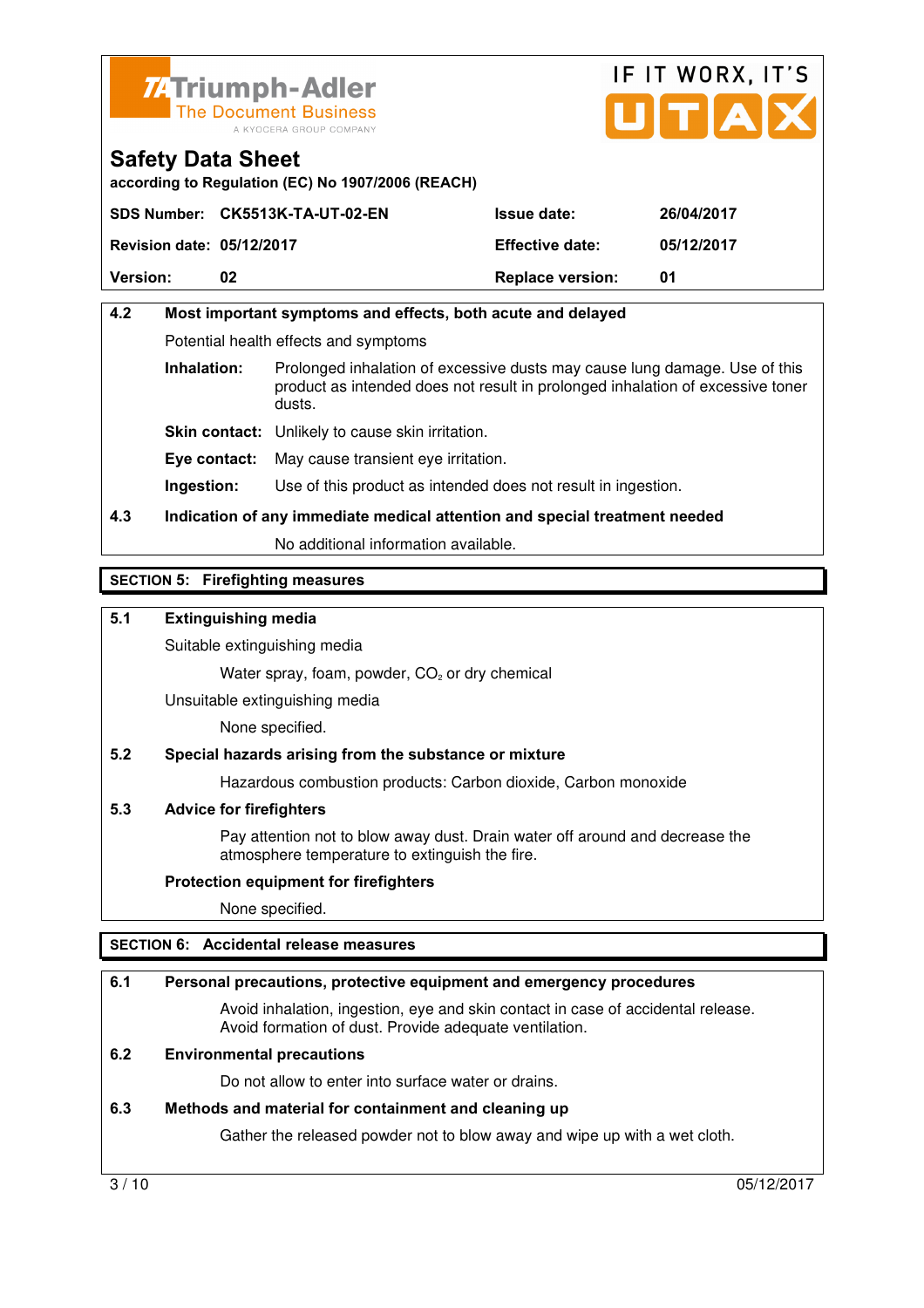### 4.2 Most important symptoms and effects, both acute and delayed

Potential health effects and symptoms

**Inhalation:** Prolonged inhalation of excessive dusts may cause lung damage. Use of this product as intended does not result in prolonged inhalation of excessive toner dusts.

**Skin contact:** Unlikely to cause skin irritation.

**Eye contact:** May cause transient eye irritation.

**Ingestion:** Use of this product as intended does not result in ingestion.

### 4.3 Indication of any immediate medical attention and special treatment needed

No additional information available.

## SECTION 5: Firefighting measures

### 5.1 Extinguishing media

Suitable extinguishing media

Water spray, foam, powder, $CO_2$ or dry chemical

Unsuitable extinguishing media

None specified.

### 5.2 Special hazards arising from the substance or mixture

Hazardous combustion products: Carbon dioxide, Carbon monoxide

### 5.3 Advice for firefighters

Pay attention not to blow away dust. Drain water off around and decrease the atmosphere temperature to extinguish the fire.

**Protection equipment for firefighters**

None specified.

## SECTION 6: Accidental release measures

### 6.1 Personal precautions, protective equipment and emergency procedures

Avoid inhalation, ingestion, eye and skin contact in case of accidental release. Avoid formation of dust. Provide adequate ventilation.

### 6.2 Environmental precautions

Do not allow to enter into surface water or drains.

### 6.3 Methods and material for containment and cleaning up

Gather the released powder not to blow away and wipe up with a wet cloth.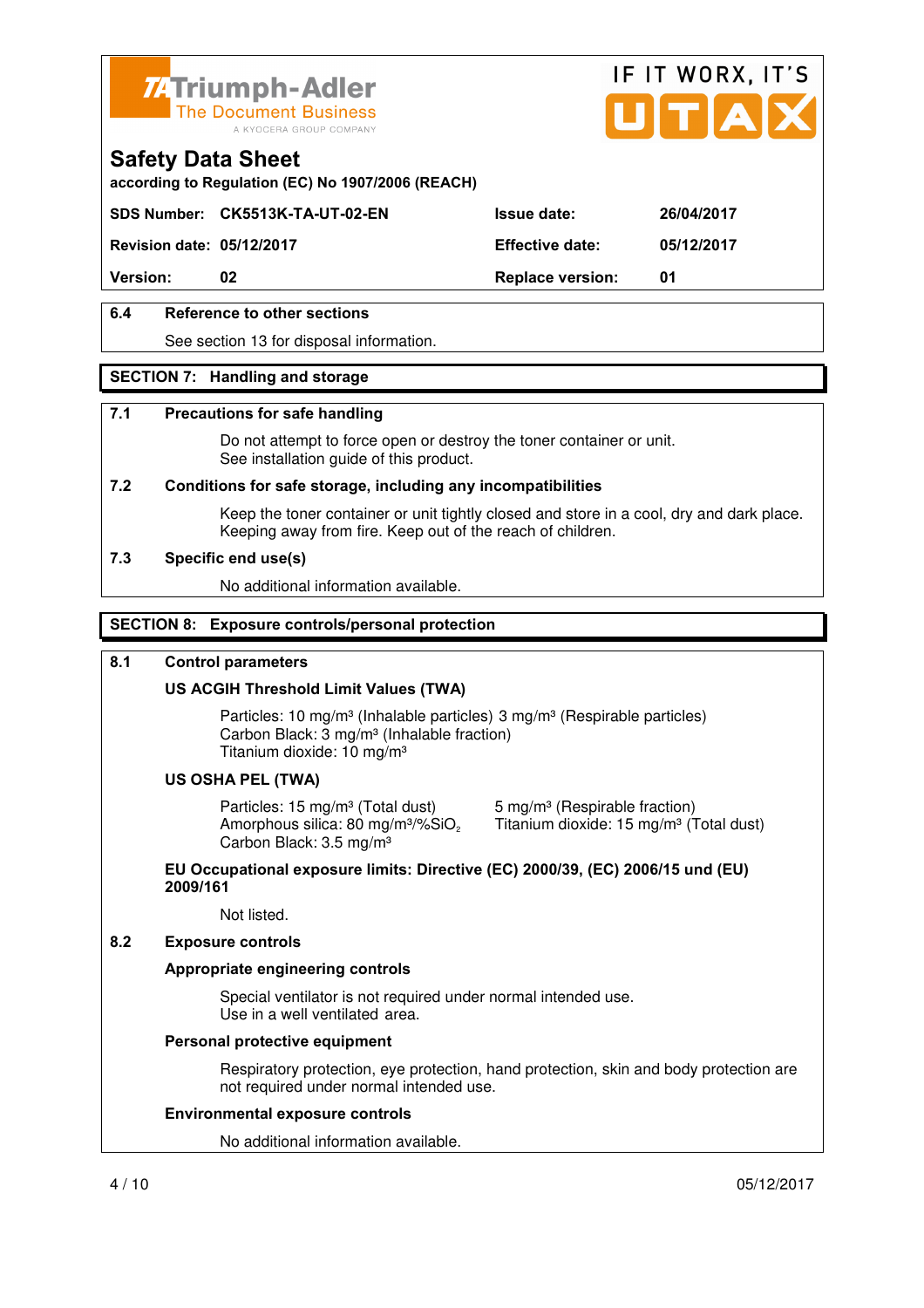### 6.4 Reference to other sections

See section 13 for disposal information.

## SECTION 7: Handling and storage

### 7.1 Precautions for safe handling

Do not attempt to force open or destroy the toner container or unit.
See installation guide of this product.

### 7.2 Conditions for safe storage, including any incompatibilities

Keep the toner container or unit tightly closed and store in a cool, dry and dark place.
Keeping away from fire. Keep out of the reach of children.

### 7.3 Specific end use(s)

No additional information available.

## SECTION 8: Exposure controls/personal protection

### 8.1 Control parameters

**US ACGIH Threshold Limit Values (TWA)**

Particles: 10 mg/m³ (Inhalable particles) 3 mg/m³ (Respirable particles)
Carbon Black: 3 mg/m³ (Inhalable fraction)
Titanium dioxide: 10 mg/m³

**US OSHA PEL (TWA)**

Particles: 15 mg/m³ (Total dust) 5 mg/m³ (Respirable fraction)
Amorphous silica: 80 mg/m³/%$SiO_2$
Titanium dioxide: 15 mg/m³ (Total dust)
Carbon Black: 3.5 mg/m³

**EU Occupational exposure limits: Directive (EC) 2000/39, (EC) 2006/15 und (EU) 2009/161**

Not listed.

### 8.2 Exposure controls

**Appropriate engineering controls**

Special ventilator is not required under normal intended use.
Use in a well ventilated area.

**Personal protective equipment**

Respiratory protection, eye protection, hand protection, skin and body protection are not required under normal intended use.

**Environmental exposure controls**

No additional information available.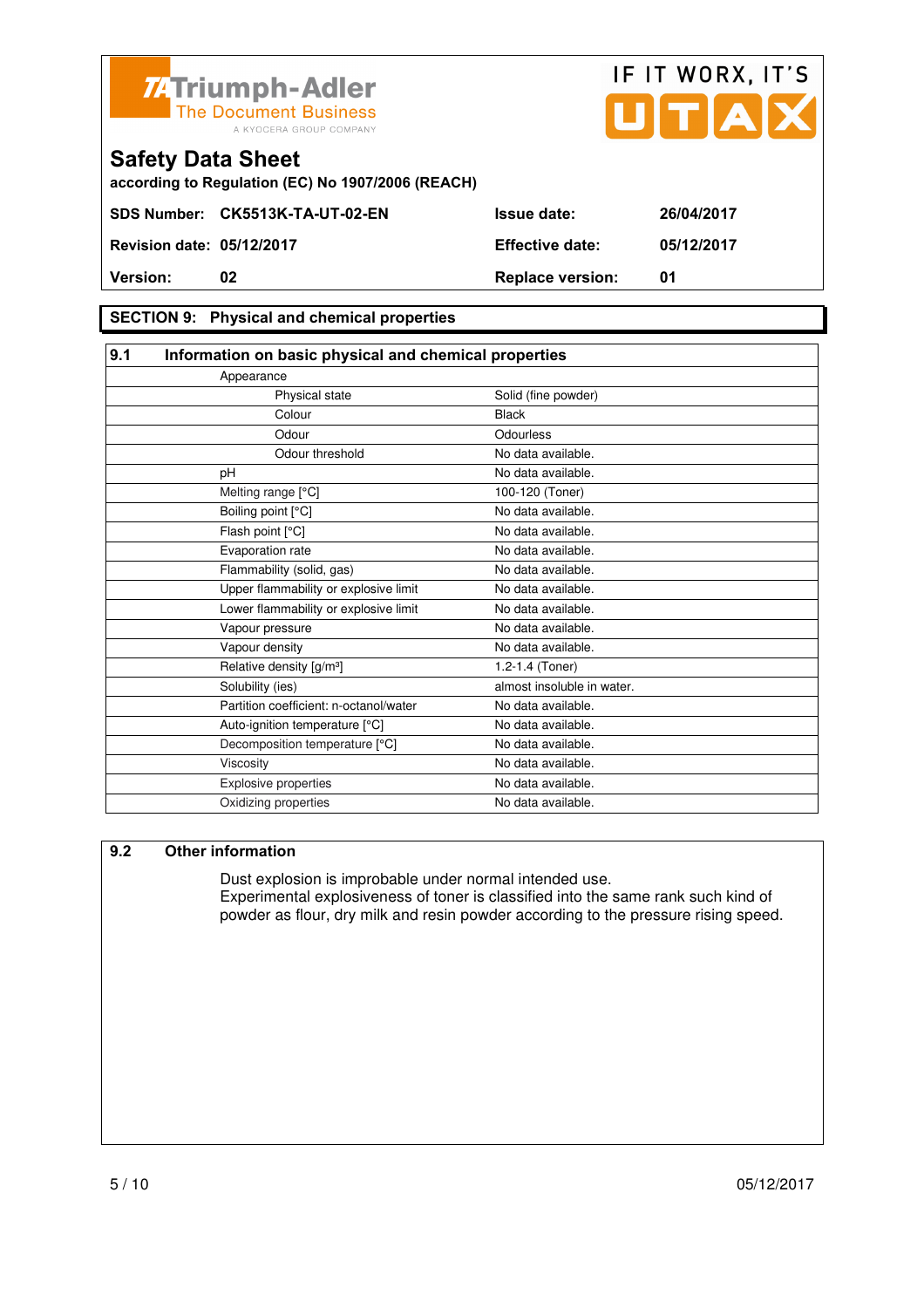Triumph-Adler
The Document Business
A KYOCERA GROUP COMPANY

IF IT WORX, IT'S UTAX

# Safety Data Sheet

**according to Regulation (EC) No 1907/2006 (REACH)**

| | | | |
|---|---|---|---|
| **SDS Number:** | **CK5513K-TA-UT-02-EN** | **Issue date:** | **26/04/2017** |
| **Revision date:** | **05/12/2017** | **Effective date:** | **05/12/2017** |
| **Version:** | **02** | **Replace version:** | **01** |

## SECTION 9: Physical and chemical properties

### 9.1 Information on basic physical and chemical properties

| Property | Value |
|---|---|
| Appearance | |
| Physical state | Solid (fine powder) |
| Colour | Black |
| Odour | Odourless |
| Odour threshold | No data available. |
| pH | No data available. |
| Melting range [°C] | 100-120 (Toner) |
| Boiling point [°C] | No data available. |
| Flash point [°C] | No data available. |
| Evaporation rate | No data available. |
| Flammability (solid, gas) | No data available. |
| Upper flammability or explosive limit | No data available. |
| Lower flammability or explosive limit | No data available. |
| Vapour pressure | No data available. |
| Vapour density | No data available. |
| Relative density [g/m³] | 1.2-1.4 (Toner) |
| Solubility (ies) | almost insoluble in water. |
| Partition coefficient: n-octanol/water | No data available. |
| Auto-ignition temperature [°C] | No data available. |
| Decomposition temperature [°C] | No data available. |
| Viscosity | No data available. |
| Explosive properties | No data available. |
| Oxidizing properties | No data available. |

### 9.2 Other information

Dust explosion is improbable under normal intended use.
Experimental explosiveness of toner is classified into the same rank such kind of powder as flour, dry milk and resin powder according to the pressure rising speed.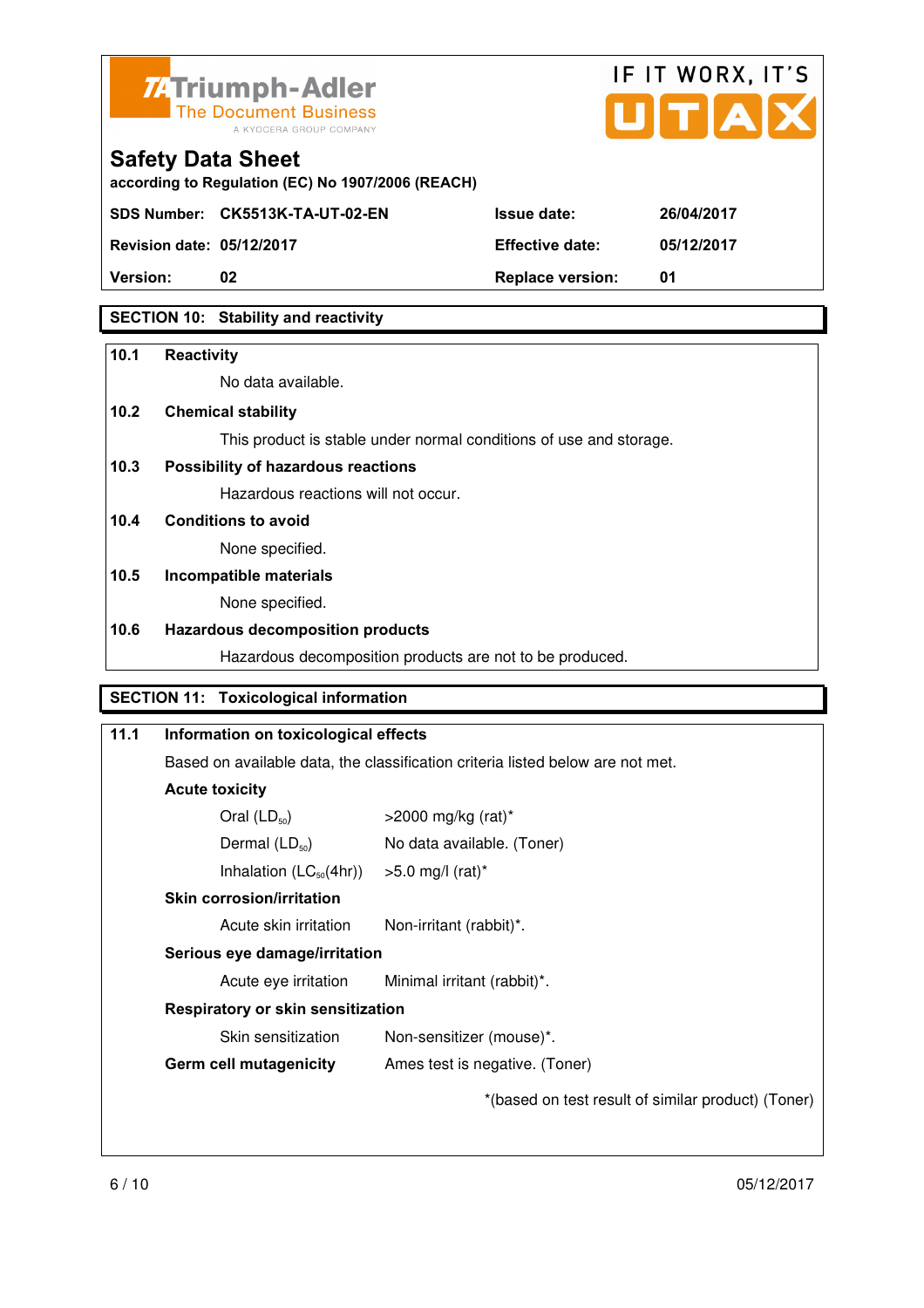Triumph-Adler
The Document Business
A KYOCERA GROUP COMPANY

IF IT WORX, IT'S UTAX

# Safety Data Sheet

according to Regulation (EC) No 1907/2006 (REACH)

| SDS Number: | CK5513K-TA-UT-02-EN | Issue date: | 26/04/2017 |
|---|---|---|---|
| Revision date: | 05/12/2017 | Effective date: | 05/12/2017 |
| Version: | 02 | Replace version: | 01 |

## SECTION 10: Stability and reactivity

**10.1 Reactivity**

No data available.

**10.2 Chemical stability**

This product is stable under normal conditions of use and storage.

**10.3 Possibility of hazardous reactions**

Hazardous reactions will not occur.

**10.4 Conditions to avoid**

None specified.

**10.5 Incompatible materials**

None specified.

**10.6 Hazardous decomposition products**

Hazardous decomposition products are not to be produced.

## SECTION 11: Toxicological information

**11.1 Information on toxicological effects**

Based on available data, the classification criteria listed below are not met.

**Acute toxicity**

| | |
|---|---|
| Oral ($LD_{50}$) | >2000 mg/kg (rat)* |
| Dermal ($LD_{50}$) | No data available. (Toner) |
| Inhalation ($LC_{50}$(4hr)) | >5.0 mg/l (rat)* |

**Skin corrosion/irritation**

| | |
|---|---|
| Acute skin irritation | Non-irritant (rabbit)*. |

**Serious eye damage/irritation**

| | |
|---|---|
| Acute eye irritation | Minimal irritant (rabbit)*. |

**Respiratory or skin sensitization**

| | |
|---|---|
| Skin sensitization | Non-sensitizer (mouse)*. |

**Germ cell mutagenicity** Ames test is negative. (Toner)

*(based on test result of similar product) (Toner)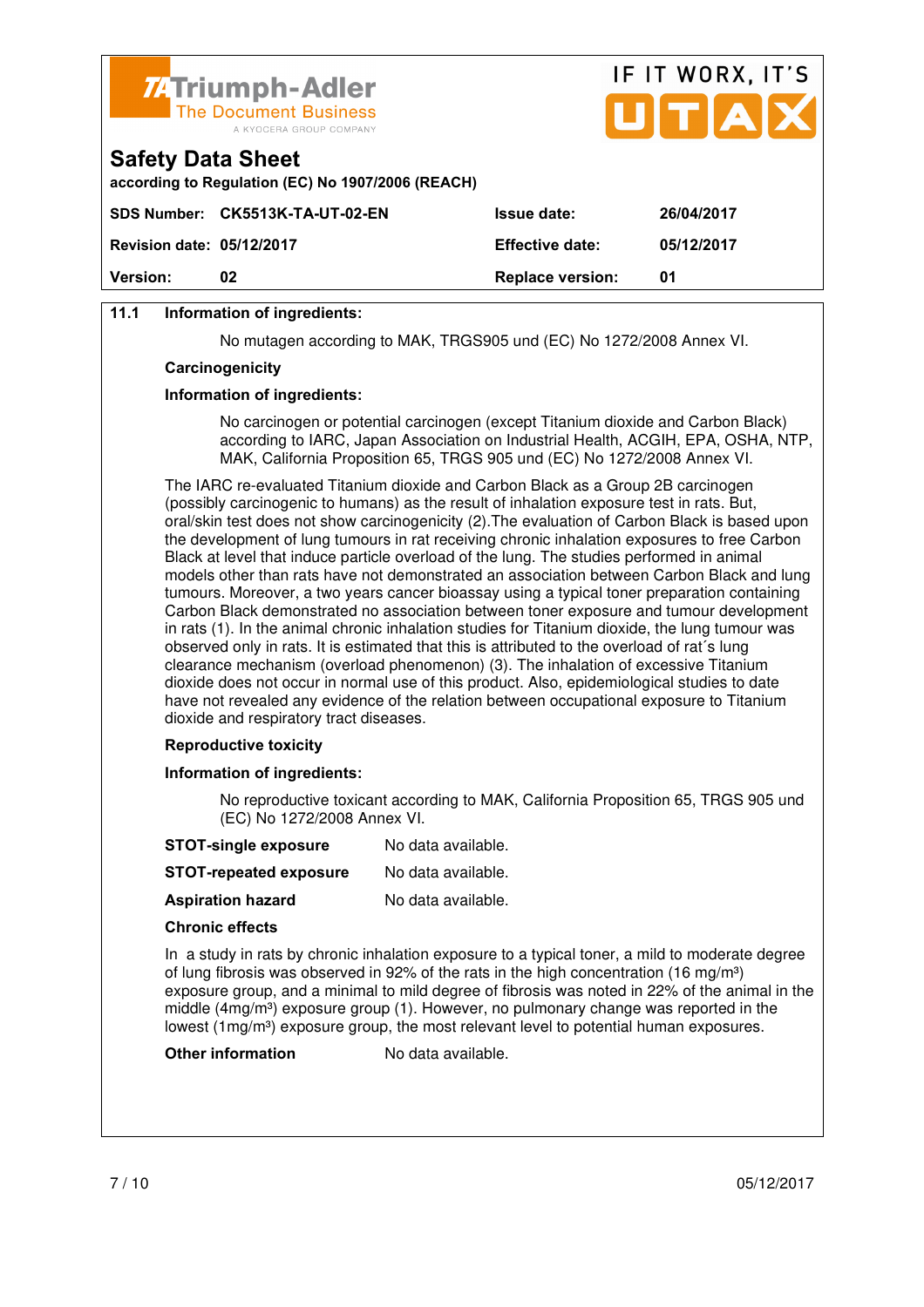**Safety Data Sheet**

according to Regulation (EC) No 1907/2006 (REACH)

| SDS Number: | CK5513K-TA-UT-02-EN | Issue date: | 26/04/2017 |
|---|---|---|---|
| Revision date: | 05/12/2017 | Effective date: | 05/12/2017 |
| Version: | 02 | Replace version: | 01 |

**11.1 Information of ingredients:**

No mutagen according to MAK, TRGS905 und (EC) No 1272/2008 Annex VI.

**Carcinogenicity**

**Information of ingredients:**

No carcinogen or potential carcinogen (except Titanium dioxide and Carbon Black) according to IARC, Japan Association on Industrial Health, ACGIH, EPA, OSHA, NTP, MAK, California Proposition 65, TRGS 905 und (EC) No 1272/2008 Annex VI.

The IARC re-evaluated Titanium dioxide and Carbon Black as a Group 2B carcinogen (possibly carcinogenic to humans) as the result of inhalation exposure test in rats. But, oral/skin test does not show carcinogenicity (2).The evaluation of Carbon Black is based upon the development of lung tumours in rat receiving chronic inhalation exposures to free Carbon Black at level that induce particle overload of the lung. The studies performed in animal models other than rats have not demonstrated an association between Carbon Black and lung tumours. Moreover, a two years cancer bioassay using a typical toner preparation containing Carbon Black demonstrated no association between toner exposure and tumour development in rats (1). In the animal chronic inhalation studies for Titanium dioxide, the lung tumour was observed only in rats. It is estimated that this is attributed to the overload of rat´s lung clearance mechanism (overload phenomenon) (3). The inhalation of excessive Titanium dioxide does not occur in normal use of this product. Also, epidemiological studies to date have not revealed any evidence of the relation between occupational exposure to Titanium dioxide and respiratory tract diseases.

**Reproductive toxicity**

**Information of ingredients:**

No reproductive toxicant according to MAK, California Proposition 65, TRGS 905 und (EC) No 1272/2008 Annex VI.

**STOT-single exposure** No data available.

**STOT-repeated exposure** No data available.

**Aspiration hazard** No data available.

**Chronic effects**

In a study in rats by chronic inhalation exposure to a typical toner, a mild to moderate degree of lung fibrosis was observed in 92% of the rats in the high concentration (16 mg/m³) exposure group, and a minimal to mild degree of fibrosis was noted in 22% of the animal in the middle (4mg/m³) exposure group (1). However, no pulmonary change was reported in the lowest (1mg/m³) exposure group, the most relevant level to potential human exposures.

**Other information** No data available.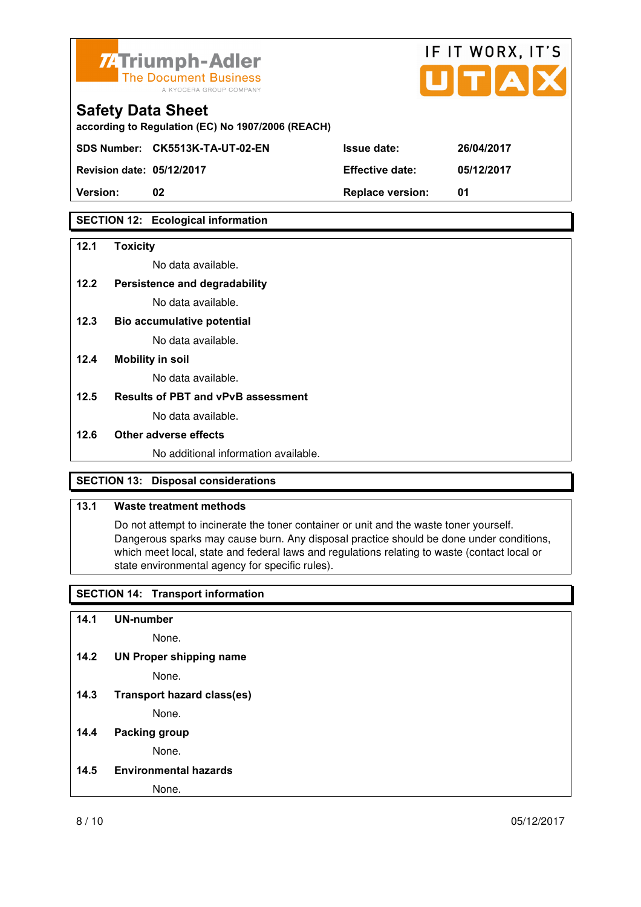## SECTION 12: Ecological information

**12.1 Toxicity**

No data available.

**12.2 Persistence and degradability**

No data available.

**12.3 Bio accumulative potential**

No data available.

**12.4 Mobility in soil**

No data available.

**12.5 Results of PBT and vPvB assessment**

No data available.

**12.6 Other adverse effects**

No additional information available.

## SECTION 13: Disposal considerations

**13.1 Waste treatment methods**

Do not attempt to incinerate the toner container or unit and the waste toner yourself. Dangerous sparks may cause burn. Any disposal practice should be done under conditions, which meet local, state and federal laws and regulations relating to waste (contact local or state environmental agency for specific rules).

## SECTION 14: Transport information

**14.1 UN-number**

None.

**14.2 UN Proper shipping name**

None.

**14.3 Transport hazard class(es)**

None.

**14.4 Packing group**

None.

**14.5 Environmental hazards**

None.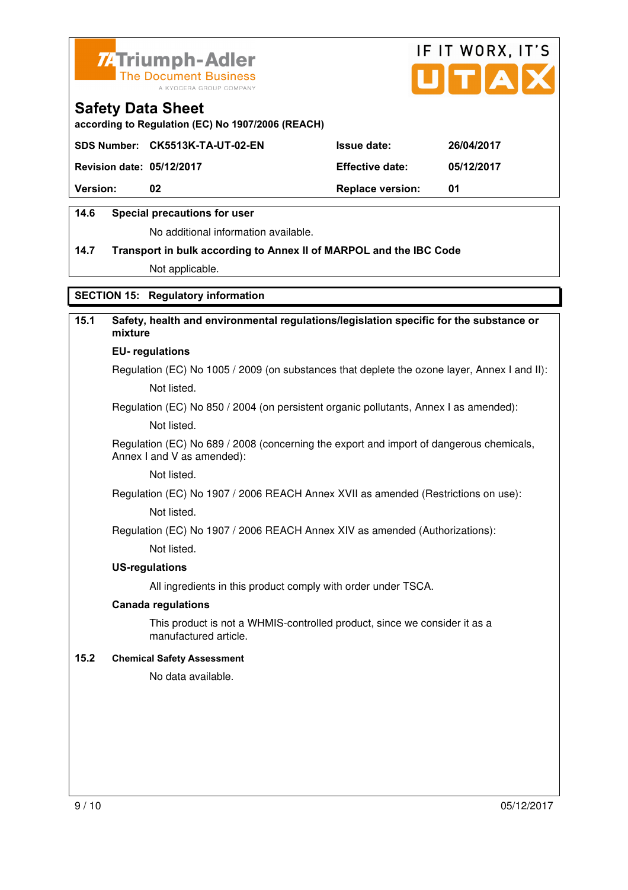**14.6 Special precautions for user**

No additional information available.

**14.7 Transport in bulk according to Annex II of MARPOL and the IBC Code**

Not applicable.

## SECTION 15: Regulatory information

**15.1 Safety, health and environmental regulations/legislation specific for the substance or mixture**

**EU- regulations**

Regulation (EC) No 1005 / 2009 (on substances that deplete the ozone layer, Annex I and II):

Not listed.

Regulation (EC) No 850 / 2004 (on persistent organic pollutants, Annex I as amended):

Not listed.

Regulation (EC) No 689 / 2008 (concerning the export and import of dangerous chemicals, Annex I and V as amended):

Not listed.

Regulation (EC) No 1907 / 2006 REACH Annex XVII as amended (Restrictions on use):

Not listed.

Regulation (EC) No 1907 / 2006 REACH Annex XIV as amended (Authorizations):

Not listed.

**US-regulations**

All ingredients in this product comply with order under TSCA.

**Canada regulations**

This product is not a WHMIS-controlled product, since we consider it as a manufactured article.

**15.2 Chemical Safety Assessment**

No data available.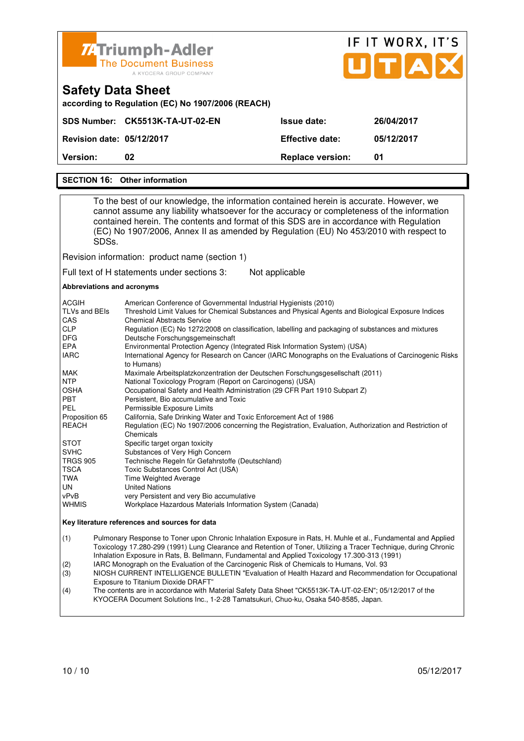**Triumph-Adler** The Document Business A KYOCERA GROUP COMPANY

IF IT WORX, IT'S UTAX

# Safety Data Sheet

**according to Regulation (EC) No 1907/2006 (REACH)**

| | | | |
|---|---|---|---|
| **SDS Number:** | **CK5513K-TA-UT-02-EN** | **Issue date:** | **26/04/2017** |
| **Revision date:** | **05/12/2017** | **Effective date:** | **05/12/2017** |
| **Version:** | **02** | **Replace version:** | **01** |

## SECTION 16: Other information

To the best of our knowledge, the information contained herein is accurate. However, we cannot assume any liability whatsoever for the accuracy or completeness of the information contained herein. The contents and format of this SDS are in accordance with Regulation (EC) No 1907/2006, Annex II as amended by Regulation (EU) No 453/2010 with respect to SDSs.

Revision information: product name (section 1)

Full text of H statements under sections 3: Not applicable

**Abbreviations and acronyms**

| | |
|---|---|
| ACGIH | American Conference of Governmental Industrial Hygienists (2010) |
| TLVs and BEIs | Threshold Limit Values for Chemical Substances and Physical Agents and Biological Exposure Indices |
| CAS | Chemical Abstracts Service |
| CLP | Regulation (EC) No 1272/2008 on classification, labelling and packaging of substances and mixtures |
| DFG | Deutsche Forschungsgemeinschaft |
| EPA | Environmental Protection Agency (Integrated Risk Information System) (USA) |
| IARC | International Agency for Research on Cancer (IARC Monographs on the Evaluations of Carcinogenic Risks to Humans) |
| MAK | Maximale Arbeitsplatzkonzentration der Deutschen Forschungsgesellschaft (2011) |
| NTP | National Toxicology Program (Report on Carcinogens) (USA) |
| OSHA | Occupational Safety and Health Administration (29 CFR Part 1910 Subpart Z) |
| PBT | Persistent, Bio accumulative and Toxic |
| PEL | Permissible Exposure Limits |
| Proposition 65 | California, Safe Drinking Water and Toxic Enforcement Act of 1986 |
| REACH | Regulation (EC) No 1907/2006 concerning the Registration, Evaluation, Authorization and Restriction of Chemicals |
| STOT | Specific target organ toxicity |
| SVHC | Substances of Very High Concern |
| TRGS 905 | Technische Regeln für Gefahrstoffe (Deutschland) |
| TSCA | Toxic Substances Control Act (USA) |
| TWA | Time Weighted Average |
| UN | United Nations |
| vPvB | very Persistent and very Bio accumulative |
| WHMIS | Workplace Hazardous Materials Information System (Canada) |

**Key literature references and sources for data**

(1) Pulmonary Response to Toner upon Chronic Inhalation Exposure in Rats, H. Muhle et al., Fundamental and Applied Toxicology 17.280-299 (1991) Lung Clearance and Retention of Toner, Utilizing a Tracer Technique, during Chronic Inhalation Exposure in Rats, B. Bellmann, Fundamental and Applied Toxicology 17.300-313 (1991)

(2) IARC Monograph on the Evaluation of the Carcinogenic Risk of Chemicals to Humans, Vol. 93

(3) NIOSH CURRENT INTELLIGENCE BULLETIN "Evaluation of Health Hazard and Recommendation for Occupational Exposure to Titanium Dioxide DRAFT"

(4) The contents are in accordance with Material Safety Data Sheet "CK5513K-TA-UT-02-EN"; 05/12/2017 of the KYOCERA Document Solutions Inc., 1-2-28 Tamatsukuri, Chuo-ku, Osaka 540-8585, Japan.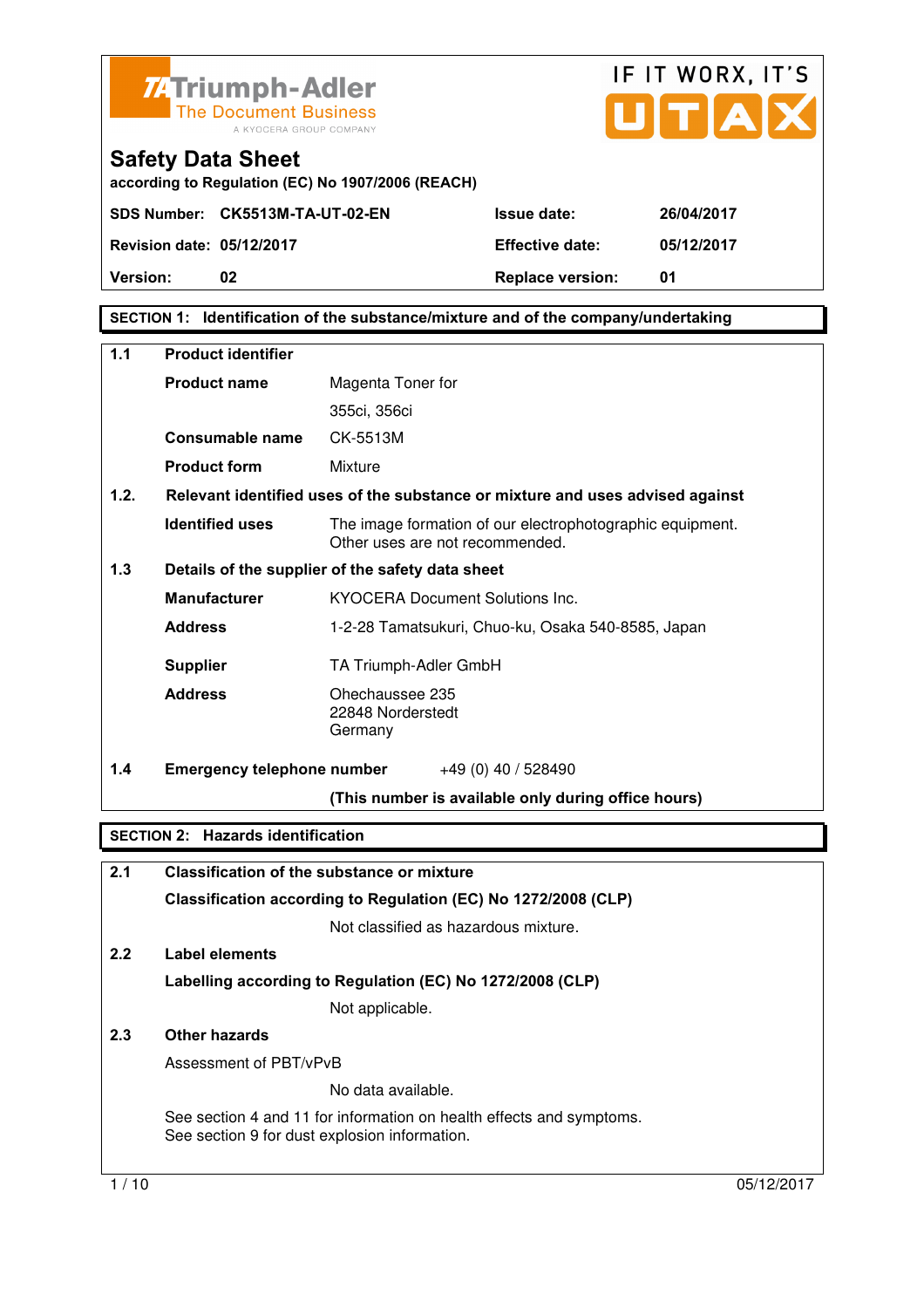TA Triumph-Adler
The Document Business
A KYOCERA GROUP COMPANY

IF IT WORX, IT'S UTAX

# Safety Data Sheet

according to Regulation (EC) No 1907/2006 (REACH)

| | | | |
|---|---|---|---|
| **SDS Number:** | **CK5513M-TA-UT-02-EN** | **Issue date:** | **26/04/2017** |
| **Revision date:** | **05/12/2017** | **Effective date:** | **05/12/2017** |
| **Version:** | **02** | **Replace version:** | **01** |

## SECTION 1: Identification of the substance/mixture and of the company/undertaking

### 1.1 Product identifier

**Product name** Magenta Toner for 355ci, 356ci

**Consumable name** CK-5513M

**Product form** Mixture

### 1.2. Relevant identified uses of the substance or mixture and uses advised against

**Identified uses** The image formation of our electrophotographic equipment. Other uses are not recommended.

### 1.3 Details of the supplier of the safety data sheet

**Manufacturer** KYOCERA Document Solutions Inc.

**Address** 1-2-28 Tamatsukuri, Chuo-ku, Osaka 540-8585, Japan

**Supplier** TA Triumph-Adler GmbH

**Address** Ohechaussee 235
22848 Norderstedt
Germany

### 1.4 Emergency telephone number

+49 (0) 40 / 528490

**(This number is available only during office hours)**

## SECTION 2: Hazards identification

### 2.1 Classification of the substance or mixture

**Classification according to Regulation (EC) No 1272/2008 (CLP)**

Not classified as hazardous mixture.

### 2.2 Label elements

**Labelling according to Regulation (EC) No 1272/2008 (CLP)**

Not applicable.

### 2.3 Other hazards

Assessment of PBT/vPvB

No data available.

See section 4 and 11 for information on health effects and symptoms.
See section 9 for dust explosion information.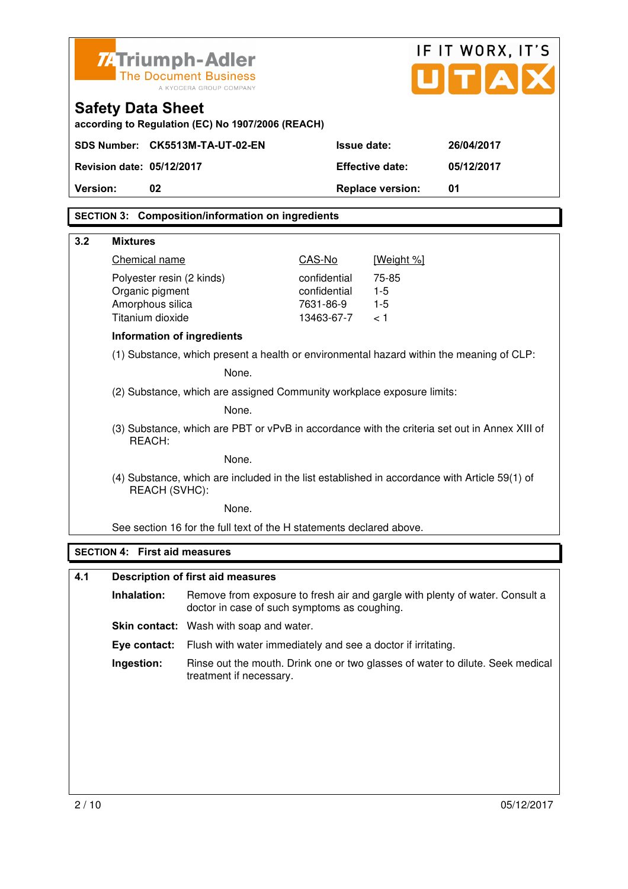# Safety Data Sheet

according to Regulation (EC) No 1907/2006 (REACH)

| | | | |
|---|---|---|---|
| **SDS Number:** | **CK5513M-TA-UT-02-EN** | **Issue date:** | **26/04/2017** |
| **Revision date:** | **05/12/2017** | **Effective date:** | **05/12/2017** |
| **Version:** | **02** | **Replace version:** | **01** |

## SECTION 3: Composition/information on ingredients

### 3.2 Mixtures

| Chemical name | CAS-No | [Weight %] |
|---|---|---|
| Polyester resin (2 kinds) | confidential | 75-85 |
| Organic pigment | confidential | 1-5 |
| Amorphous silica | 7631-86-9 | 1-5 |
| Titanium dioxide | 13463-67-7 | < 1 |

**Information of ingredients**

(1) Substance, which present a health or environmental hazard within the meaning of CLP:

None.

(2) Substance, which are assigned Community workplace exposure limits:

None.

(3) Substance, which are PBT or vPvB in accordance with the criteria set out in Annex XIII of REACH:

None.

(4) Substance, which are included in the list established in accordance with Article 59(1) of REACH (SVHC):

None.

See section 16 for the full text of the H statements declared above.

## SECTION 4: First aid measures

### 4.1 Description of first aid measures

**Inhalation:** Remove from exposure to fresh air and gargle with plenty of water. Consult a doctor in case of such symptoms as coughing.

**Skin contact:** Wash with soap and water.

**Eye contact:** Flush with water immediately and see a doctor if irritating.

**Ingestion:** Rinse out the mouth. Drink one or two glasses of water to dilute. Seek medical treatment if necessary.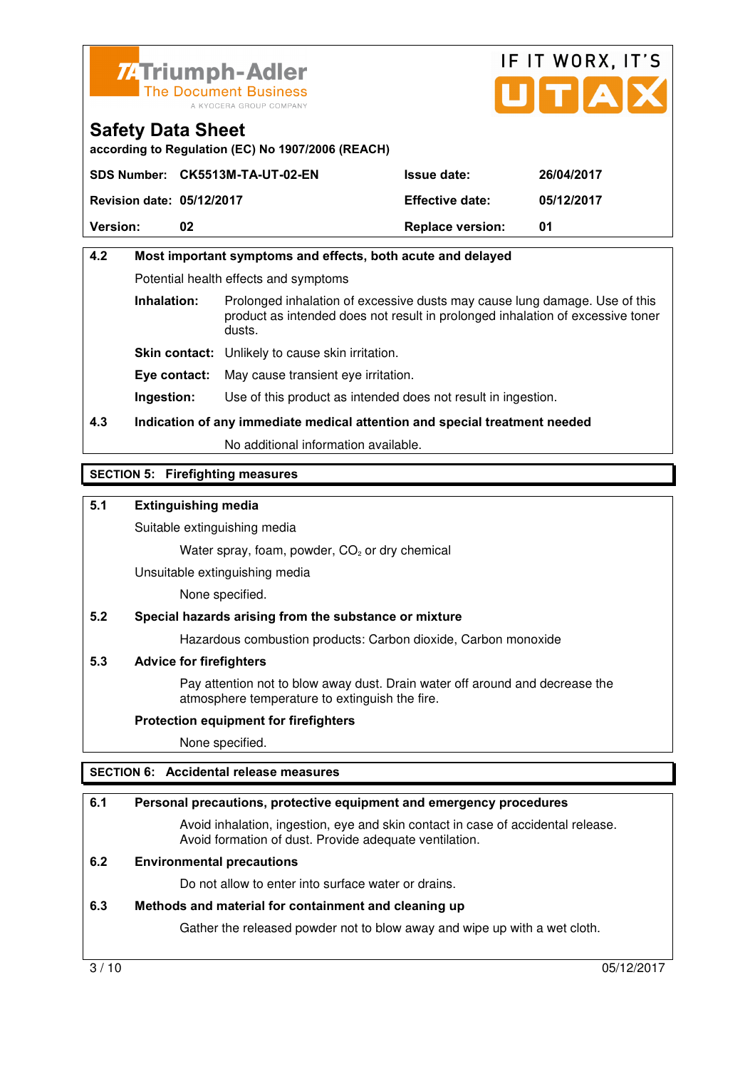Triumph-Adler
The Document Business
A KYOCERA GROUP COMPANY

IF IT WORX, IT'S UTAX

# Safety Data Sheet

**according to Regulation (EC) No 1907/2006 (REACH)**

| | | | |
|---|---|---|---|
| **SDS Number:** | **CK5513M-TA-UT-02-EN** | **Issue date:** | **26/04/2017** |
| **Revision date:** | **05/12/2017** | **Effective date:** | **05/12/2017** |
| **Version:** | **02** | **Replace version:** | **01** |

### 4.2 Most important symptoms and effects, both acute and delayed

Potential health effects and symptoms

**Inhalation:** Prolonged inhalation of excessive dusts may cause lung damage. Use of this product as intended does not result in prolonged inhalation of excessive toner dusts.

**Skin contact:** Unlikely to cause skin irritation.

**Eye contact:** May cause transient eye irritation.

**Ingestion:** Use of this product as intended does not result in ingestion.

### 4.3 Indication of any immediate medical attention and special treatment needed

No additional information available.

## SECTION 5: Firefighting measures

### 5.1 Extinguishing media

Suitable extinguishing media

Water spray, foam, powder, $CO_2$ or dry chemical

Unsuitable extinguishing media

None specified.

### 5.2 Special hazards arising from the substance or mixture

Hazardous combustion products: Carbon dioxide, Carbon monoxide

### 5.3 Advice for firefighters

Pay attention not to blow away dust. Drain water off around and decrease the atmosphere temperature to extinguish the fire.

**Protection equipment for firefighters**

None specified.

## SECTION 6: Accidental release measures

### 6.1 Personal precautions, protective equipment and emergency procedures

Avoid inhalation, ingestion, eye and skin contact in case of accidental release. Avoid formation of dust. Provide adequate ventilation.

### 6.2 Environmental precautions

Do not allow to enter into surface water or drains.

### 6.3 Methods and material for containment and cleaning up

Gather the released powder not to blow away and wipe up with a wet cloth.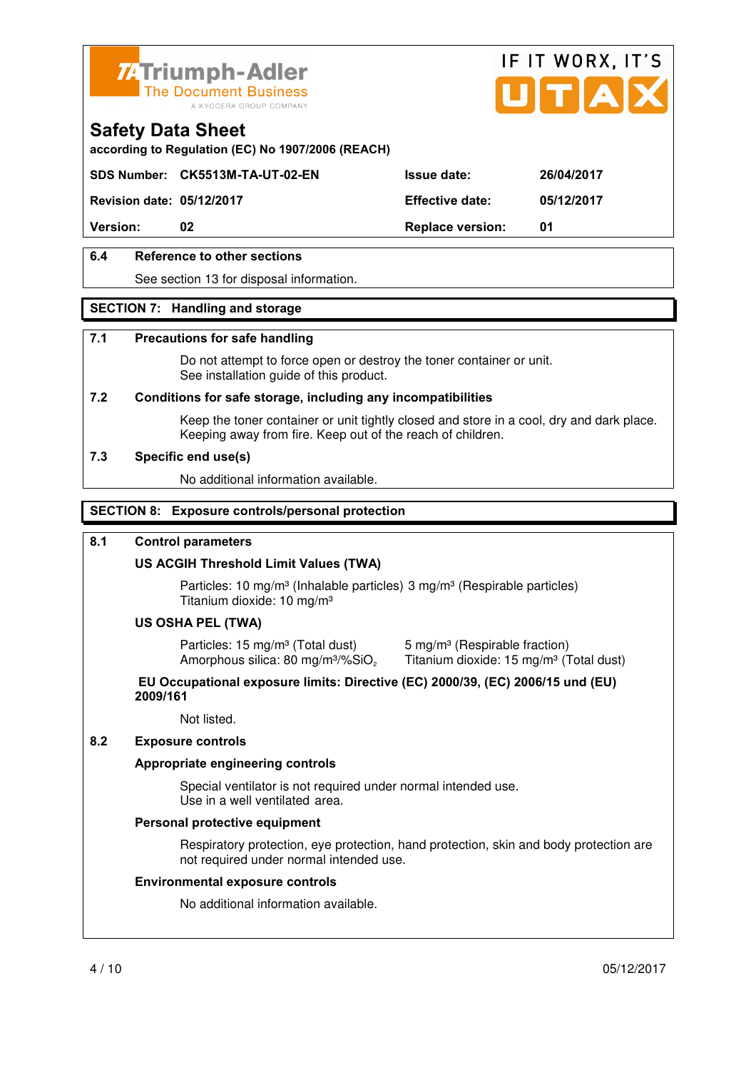# Safety Data Sheet

according to Regulation (EC) No 1907/2006 (REACH)

| SDS Number: | CK5513M-TA-UT-02-EN | Issue date: | 26/04/2017 |
|---|---|---|---|
| Revision date: | 05/12/2017 | Effective date: | 05/12/2017 |
| Version: | 02 | Replace version: | 01 |

### 6.4 Reference to other sections

See section 13 for disposal information.

## SECTION 7: Handling and storage

### 7.1 Precautions for safe handling

Do not attempt to force open or destroy the toner container or unit.
See installation guide of this product.

### 7.2 Conditions for safe storage, including any incompatibilities

Keep the toner container or unit tightly closed and store in a cool, dry and dark place.
Keeping away from fire. Keep out of the reach of children.

### 7.3 Specific end use(s)

No additional information available.

## SECTION 8: Exposure controls/personal protection

### 8.1 Control parameters

**US ACGIH Threshold Limit Values (TWA)**

Particles: 10 mg/m³ (Inhalable particles) 3 mg/m³ (Respirable particles)
Titanium dioxide: 10 mg/m³

**US OSHA PEL (TWA)**

Particles: 15 mg/m³ (Total dust) 5 mg/m³ (Respirable fraction)
Amorphous silica: 80 mg/m³/%$SiO_2$
Titanium dioxide: 15 mg/m³ (Total dust)

**EU Occupational exposure limits: Directive (EC) 2000/39, (EC) 2006/15 und (EU) 2009/161**

Not listed.

### 8.2 Exposure controls

**Appropriate engineering controls**

Special ventilator is not required under normal intended use.
Use in a well ventilated area.

**Personal protective equipment**

Respiratory protection, eye protection, hand protection, skin and body protection are not required under normal intended use.

**Environmental exposure controls**

No additional information available.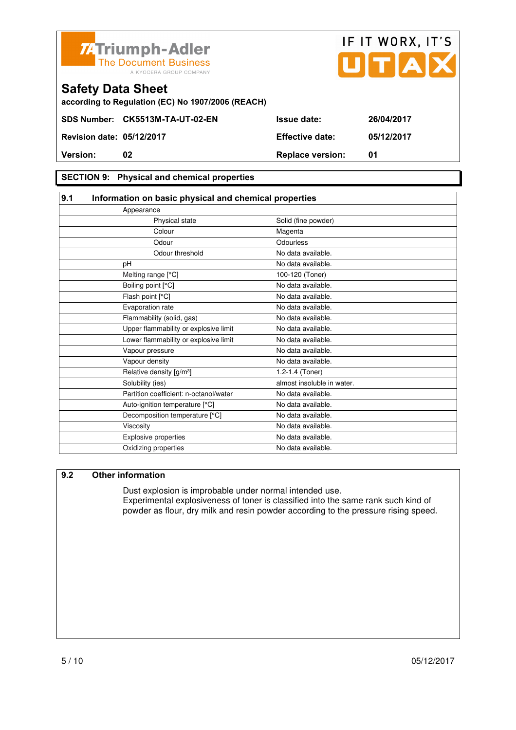# Safety Data Sheet

according to Regulation (EC) No 1907/2006 (REACH)

| | | | |
|---|---|---|---|
| **SDS Number:** | **CK5513M-TA-UT-02-EN** | **Issue date:** | **26/04/2017** |
| **Revision date:** | **05/12/2017** | **Effective date:** | **05/12/2017** |
| **Version:** | **02** | **Replace version:** | **01** |

## SECTION 9: Physical and chemical properties

### 9.1 Information on basic physical and chemical properties

| Property | Value |
|---|---|
| Appearance | |
| Physical state | Solid (fine powder) |
| Colour | Magenta |
| Odour | Odourless |
| Odour threshold | No data available. |
| pH | No data available. |
| Melting range [°C] | 100-120 (Toner) |
| Boiling point [°C] | No data available. |
| Flash point [°C] | No data available. |
| Evaporation rate | No data available. |
| Flammability (solid, gas) | No data available. |
| Upper flammability or explosive limit | No data available. |
| Lower flammability or explosive limit | No data available. |
| Vapour pressure | No data available. |
| Vapour density | No data available. |
| Relative density [g/m³] | 1.2-1.4 (Toner) |
| Solubility (ies) | almost insoluble in water. |
| Partition coefficient: n-octanol/water | No data available. |
| Auto-ignition temperature [°C] | No data available. |
| Decomposition temperature [°C] | No data available. |
| Viscosity | No data available. |
| Explosive properties | No data available. |
| Oxidizing properties | No data available. |

### 9.2 Other information

Dust explosion is improbable under normal intended use.
Experimental explosiveness of toner is classified into the same rank such kind of powder as flour, dry milk and resin powder according to the pressure rising speed.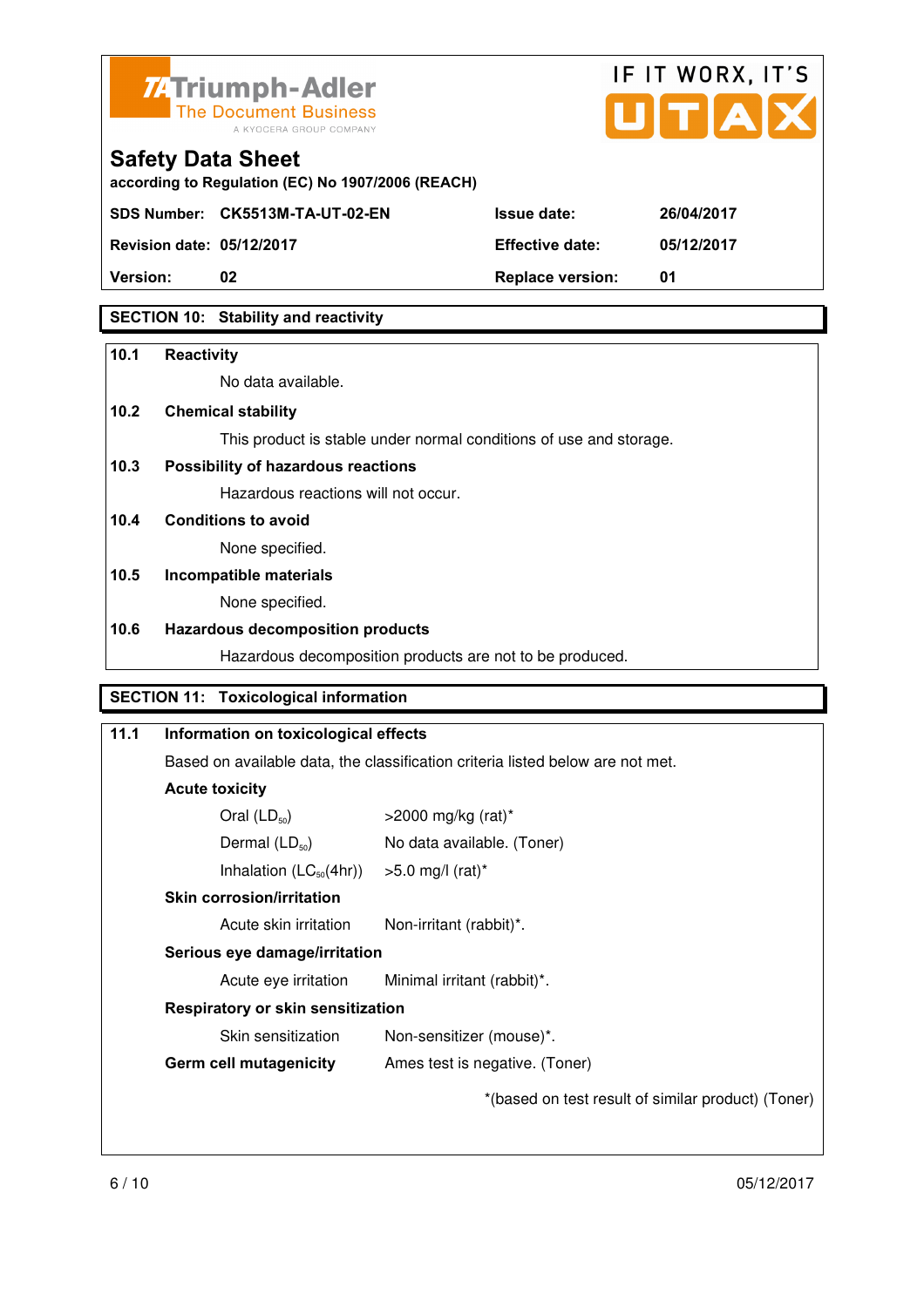Triumph-Adler
The Document Business
A KYOCERA GROUP COMPANY

IF IT WORX, IT'S UTAX

# Safety Data Sheet

according to Regulation (EC) No 1907/2006 (REACH)

| | | | |
|---|---|---|---|
| **SDS Number:** | **CK5513M-TA-UT-02-EN** | **Issue date:** | **26/04/2017** |
| **Revision date:** | **05/12/2017** | **Effective date:** | **05/12/2017** |
| **Version:** | **02** | **Replace version:** | **01** |

## SECTION 10: Stability and reactivity

**10.1 Reactivity**

No data available.

**10.2 Chemical stability**

This product is stable under normal conditions of use and storage.

**10.3 Possibility of hazardous reactions**

Hazardous reactions will not occur.

**10.4 Conditions to avoid**

None specified.

**10.5 Incompatible materials**

None specified.

**10.6 Hazardous decomposition products**

Hazardous decomposition products are not to be produced.

## SECTION 11: Toxicological information

**11.1 Information on toxicological effects**

Based on available data, the classification criteria listed below are not met.

**Acute toxicity**

| | |
|---|---|
| Oral ($LD_{50}$) | >2000 mg/kg (rat)* |
| Dermal ($LD_{50}$) | No data available. (Toner) |
| Inhalation ($LC_{50}$(4hr)) | >5.0 mg/l (rat)* |

**Skin corrosion/irritation**

| | |
|---|---|
| Acute skin irritation | Non-irritant (rabbit)*. |

**Serious eye damage/irritation**

| | |
|---|---|
| Acute eye irritation | Minimal irritant (rabbit)*. |

**Respiratory or skin sensitization**

| | |
|---|---|
| Skin sensitization | Non-sensitizer (mouse)*. |

**Germ cell mutagenicity** Ames test is negative. (Toner)

*(based on test result of similar product) (Toner)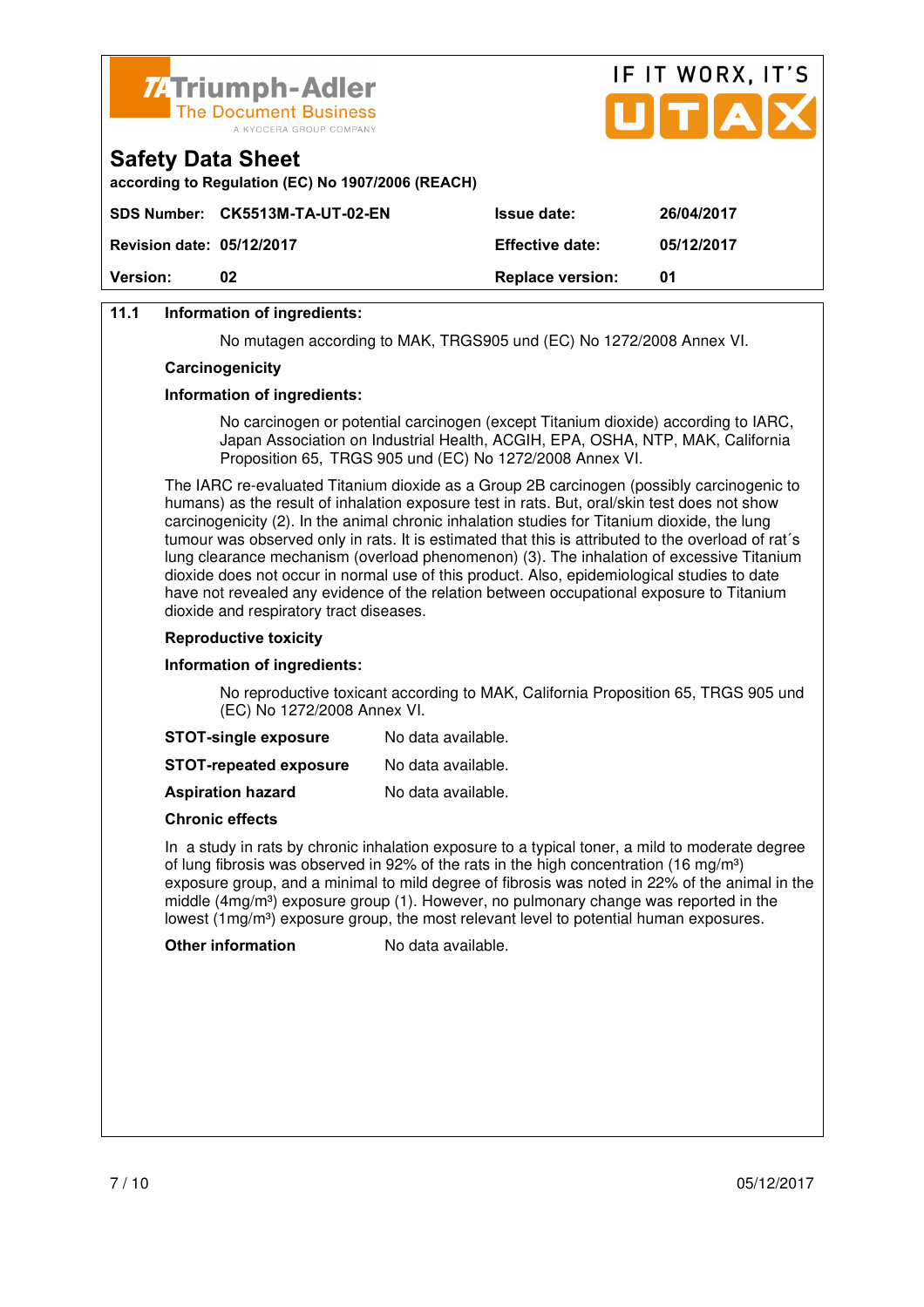**11.1 Information of ingredients:**

No mutagen according to MAK, TRGS905 und (EC) No 1272/2008 Annex VI.

**Carcinogenicity**

**Information of ingredients:**

No carcinogen or potential carcinogen (except Titanium dioxide) according to IARC, Japan Association on Industrial Health, ACGIH, EPA, OSHA, NTP, MAK, California Proposition 65, TRGS 905 und (EC) No 1272/2008 Annex VI.

The IARC re-evaluated Titanium dioxide as a Group 2B carcinogen (possibly carcinogenic to humans) as the result of inhalation exposure test in rats. But, oral/skin test does not show carcinogenicity (2). In the animal chronic inhalation studies for Titanium dioxide, the lung tumour was observed only in rats. It is estimated that this is attributed to the overload of rat´s lung clearance mechanism (overload phenomenon) (3). The inhalation of excessive Titanium dioxide does not occur in normal use of this product. Also, epidemiological studies to date have not revealed any evidence of the relation between occupational exposure to Titanium dioxide and respiratory tract diseases.

**Reproductive toxicity**

**Information of ingredients:**

No reproductive toxicant according to MAK, California Proposition 65, TRGS 905 und (EC) No 1272/2008 Annex VI.

**STOT-single exposure** No data available.

**STOT-repeated exposure** No data available.

**Aspiration hazard** No data available.

**Chronic effects**

In a study in rats by chronic inhalation exposure to a typical toner, a mild to moderate degree of lung fibrosis was observed in 92% of the rats in the high concentration (16 mg/m³) exposure group, and a minimal to mild degree of fibrosis was noted in 22% of the animal in the middle (4mg/m³) exposure group (1). However, no pulmonary change was reported in the lowest (1mg/m³) exposure group, the most relevant level to potential human exposures.

**Other information** No data available.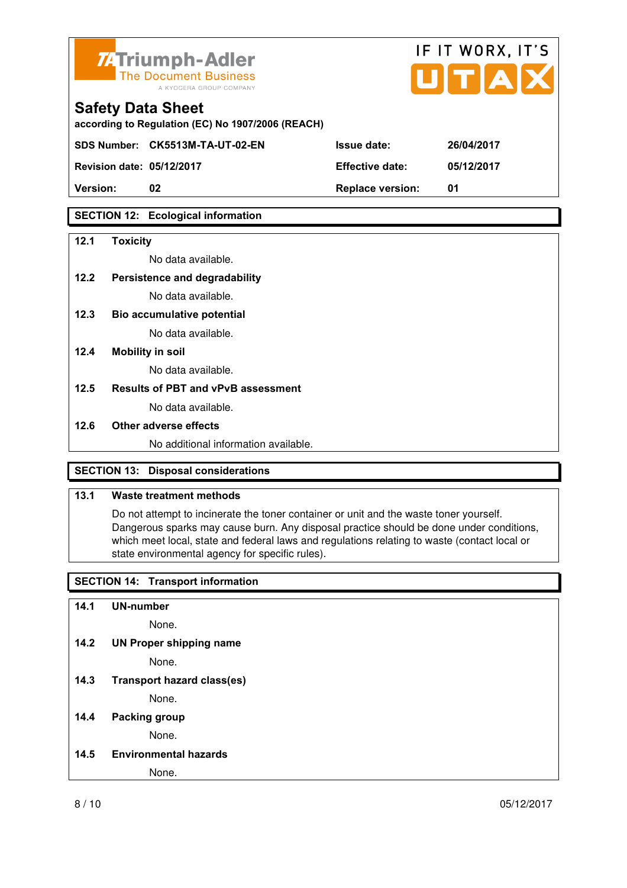# Safety Data Sheet

according to Regulation (EC) No 1907/2006 (REACH)

| SDS Number: | CK5513M-TA-UT-02-EN | Issue date: | 26/04/2017 |
|---|---|---|---|
| Revision date: | 05/12/2017 | Effective date: | 05/12/2017 |
| Version: | 02 | Replace version: | 01 |

## SECTION 12: Ecological information

### 12.1 Toxicity

No data available.

### 12.2 Persistence and degradability

No data available.

### 12.3 Bio accumulative potential

No data available.

### 12.4 Mobility in soil

No data available.

### 12.5 Results of PBT and vPvB assessment

No data available.

### 12.6 Other adverse effects

No additional information available.

## SECTION 13: Disposal considerations

### 13.1 Waste treatment methods

Do not attempt to incinerate the toner container or unit and the waste toner yourself. Dangerous sparks may cause burn. Any disposal practice should be done under conditions, which meet local, state and federal laws and regulations relating to waste (contact local or state environmental agency for specific rules).

## SECTION 14: Transport information

### 14.1 UN-number

None.

### 14.2 UN Proper shipping name

None.

### 14.3 Transport hazard class(es)

None.

### 14.4 Packing group

None.

### 14.5 Environmental hazards

None.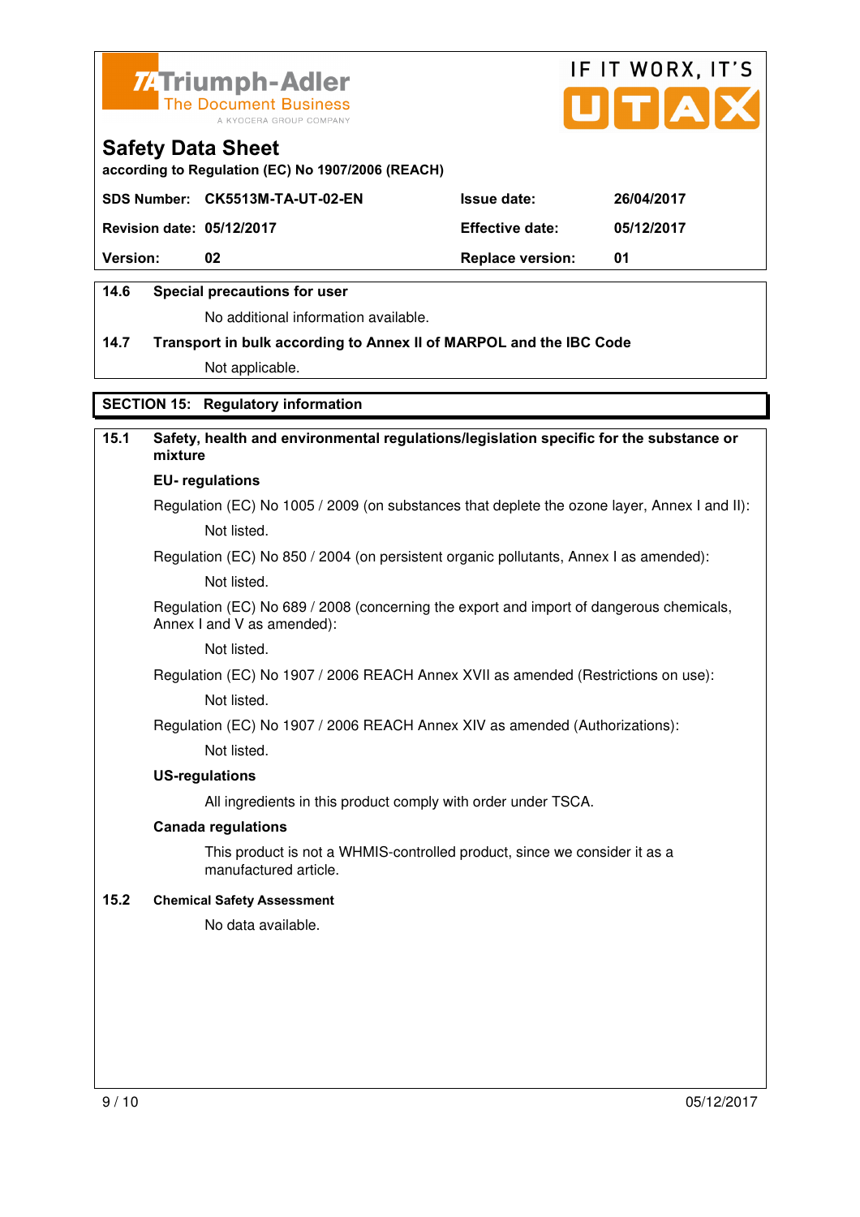**14.6 Special precautions for user**

No additional information available.

**14.7 Transport in bulk according to Annex II of MARPOL and the IBC Code**

Not applicable.

## SECTION 15: Regulatory information

**15.1 Safety, health and environmental regulations/legislation specific for the substance or mixture**

**EU- regulations**

Regulation (EC) No 1005 / 2009 (on substances that deplete the ozone layer, Annex I and II):

Not listed.

Regulation (EC) No 850 / 2004 (on persistent organic pollutants, Annex I as amended):

Not listed.

Regulation (EC) No 689 / 2008 (concerning the export and import of dangerous chemicals, Annex I and V as amended):

Not listed.

Regulation (EC) No 1907 / 2006 REACH Annex XVII as amended (Restrictions on use):

Not listed.

Regulation (EC) No 1907 / 2006 REACH Annex XIV as amended (Authorizations):

Not listed.

**US-regulations**

All ingredients in this product comply with order under TSCA.

**Canada regulations**

This product is not a WHMIS-controlled product, since we consider it as a manufactured article.

**15.2 Chemical Safety Assessment**

No data available.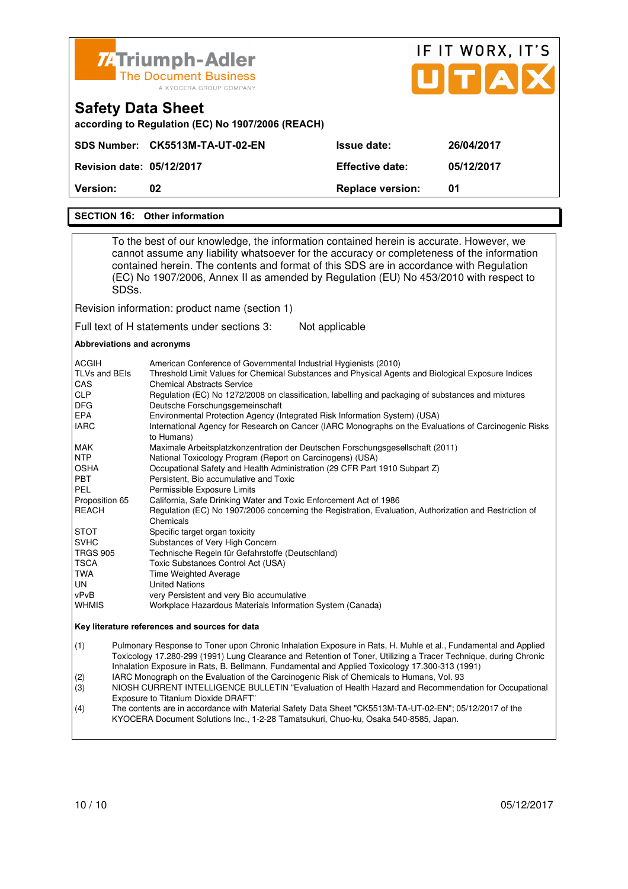Triumph-Adler
The Document Business
A KYOCERA GROUP COMPANY

IF IT WORX, IT'S UTAX

# Safety Data Sheet

**according to Regulation (EC) No 1907/2006 (REACH)**

| | | | |
|---|---|---|---|
| **SDS Number:** | **CK5513M-TA-UT-02-EN** | **Issue date:** | **26/04/2017** |
| **Revision date:** | **05/12/2017** | **Effective date:** | **05/12/2017** |
| **Version:** | **02** | **Replace version:** | **01** |

## SECTION 16: Other information

To the best of our knowledge, the information contained herein is accurate. However, we cannot assume any liability whatsoever for the accuracy or completeness of the information contained herein. The contents and format of this SDS are in accordance with Regulation (EC) No 1907/2006, Annex II as amended by Regulation (EU) No 453/2010 with respect to SDSs.

Revision information: product name (section 1)

Full text of H statements under sections 3: Not applicable

**Abbreviations and acronyms**

| | |
|---|---|
| ACGIH | American Conference of Governmental Industrial Hygienists (2010) |
| TLVs and BEIs | Threshold Limit Values for Chemical Substances and Physical Agents and Biological Exposure Indices |
| CAS | Chemical Abstracts Service |
| CLP | Regulation (EC) No 1272/2008 on classification, labelling and packaging of substances and mixtures |
| DFG | Deutsche Forschungsgemeinschaft |
| EPA | Environmental Protection Agency (Integrated Risk Information System) (USA) |
| IARC | International Agency for Research on Cancer (IARC Monographs on the Evaluations of Carcinogenic Risks to Humans) |
| MAK | Maximale Arbeitsplatzkonzentration der Deutschen Forschungsgesellschaft (2011) |
| NTP | National Toxicology Program (Report on Carcinogens) (USA) |
| OSHA | Occupational Safety and Health Administration (29 CFR Part 1910 Subpart Z) |
| PBT | Persistent, Bio accumulative and Toxic |
| PEL | Permissible Exposure Limits |
| Proposition 65 | California, Safe Drinking Water and Toxic Enforcement Act of 1986 |
| REACH | Regulation (EC) No 1907/2006 concerning the Registration, Evaluation, Authorization and Restriction of Chemicals |
| STOT | Specific target organ toxicity |
| SVHC | Substances of Very High Concern |
| TRGS 905 | Technische Regeln für Gefahrstoffe (Deutschland) |
| TSCA | Toxic Substances Control Act (USA) |
| TWA | Time Weighted Average |
| UN | United Nations |
| vPvB | very Persistent and very Bio accumulative |
| WHMIS | Workplace Hazardous Materials Information System (Canada) |

**Key literature references and sources for data**

(1) Pulmonary Response to Toner upon Chronic Inhalation Exposure in Rats, H. Muhle et al., Fundamental and Applied Toxicology 17.280-299 (1991) Lung Clearance and Retention of Toner, Utilizing a Tracer Technique, during Chronic Inhalation Exposure in Rats, B. Bellmann, Fundamental and Applied Toxicology 17.300-313 (1991)

(2) IARC Monograph on the Evaluation of the Carcinogenic Risk of Chemicals to Humans, Vol. 93

(3) NIOSH CURRENT INTELLIGENCE BULLETIN "Evaluation of Health Hazard and Recommendation for Occupational Exposure to Titanium Dioxide DRAFT"

(4) The contents are in accordance with Material Safety Data Sheet "CK5513M-TA-UT-02-EN"; 05/12/2017 of the KYOCERA Document Solutions Inc., 1-2-28 Tamatsukuri, Chuo-ku, Osaka 540-8585, Japan.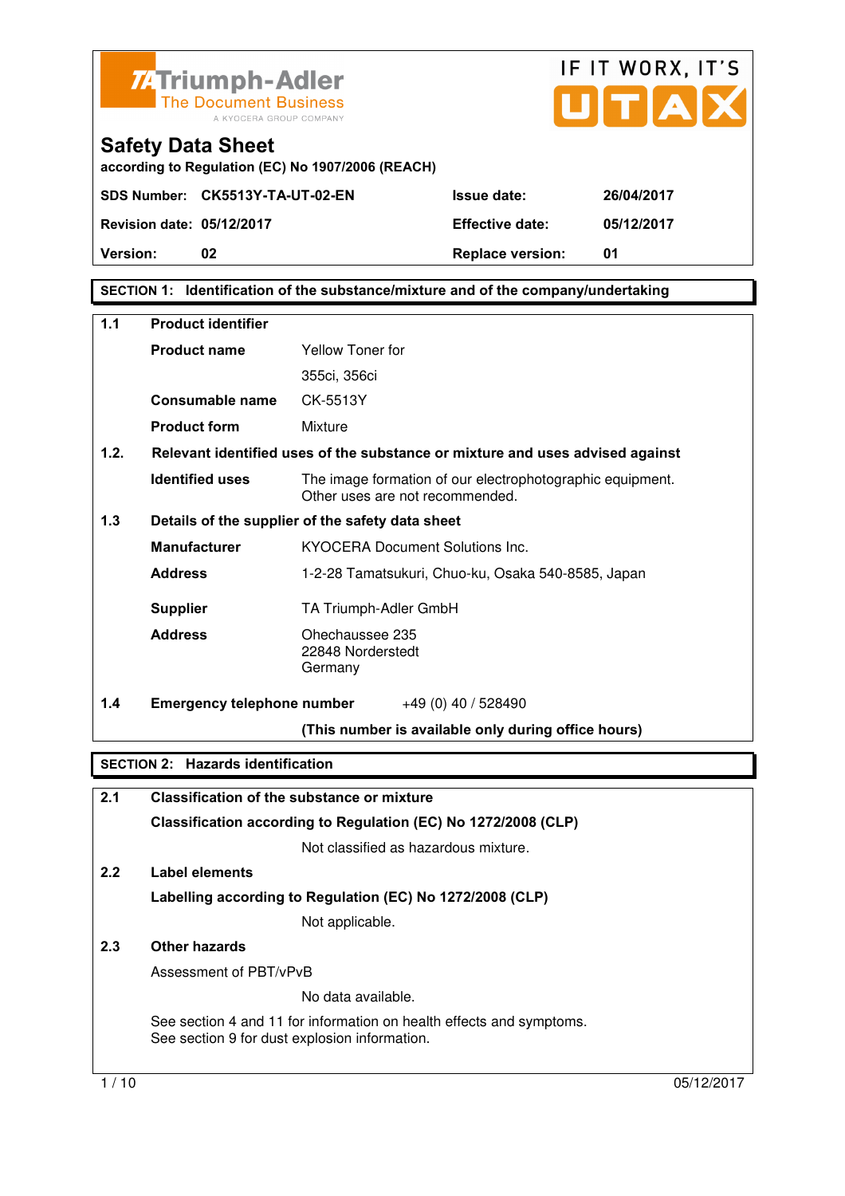Triumph-Adler
The Document Business
A KYOCERA GROUP COMPANY

IF IT WORX, IT'S UTAX

# Safety Data Sheet

according to Regulation (EC) No 1907/2006 (REACH)

| | | | |
|---|---|---|---|
| **SDS Number:** | **CK5513Y-TA-UT-02-EN** | **Issue date:** | **26/04/2017** |
| **Revision date:** | **05/12/2017** | **Effective date:** | **05/12/2017** |
| **Version:** | **02** | **Replace version:** | **01** |

## SECTION 1: Identification of the substance/mixture and of the company/undertaking

**1.1 Product identifier**

**Product name** Yellow Toner for 355ci, 356ci

**Consumable name** CK-5513Y

**Product form** Mixture

**1.2. Relevant identified uses of the substance or mixture and uses advised against**

**Identified uses** The image formation of our electrophotographic equipment. Other uses are not recommended.

**1.3 Details of the supplier of the safety data sheet**

**Manufacturer** KYOCERA Document Solutions Inc.

**Address** 1-2-28 Tamatsukuri, Chuo-ku, Osaka 540-8585, Japan

**Supplier** TA Triumph-Adler GmbH

**Address** Ohechaussee 235
22848 Norderstedt
Germany

**1.4 Emergency telephone number** +49 (0) 40 / 528490

**(This number is available only during office hours)**

## SECTION 2: Hazards identification

**2.1 Classification of the substance or mixture**

**Classification according to Regulation (EC) No 1272/2008 (CLP)**

Not classified as hazardous mixture.

**2.2 Label elements**

**Labelling according to Regulation (EC) No 1272/2008 (CLP)**

Not applicable.

**2.3 Other hazards**

Assessment of PBT/vPvB

No data available.

See section 4 and 11 for information on health effects and symptoms.
See section 9 for dust explosion information.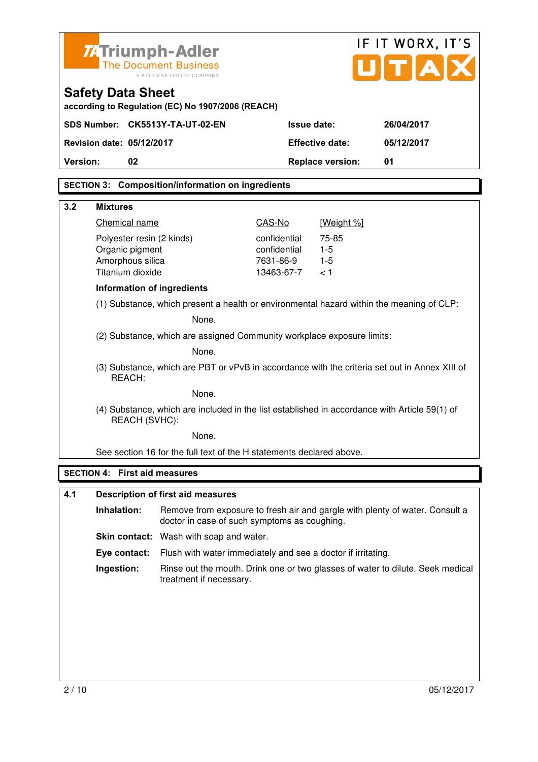Triumph-Adler
The Document Business
A KYOCERA GROUP COMPANY

IF IT WORX, IT'S UTAX

# Safety Data Sheet

**according to Regulation (EC) No 1907/2006 (REACH)**

| | | | |
|---|---|---|---|
| **SDS Number:** | **CK5513Y-TA-UT-02-EN** | **Issue date:** | **26/04/2017** |
| **Revision date:** | **05/12/2017** | **Effective date:** | **05/12/2017** |
| **Version:** | **02** | **Replace version:** | **01** |

## SECTION 3: Composition/information on ingredients

### 3.2 Mixtures

| Chemical name | CAS-No | [Weight %] |
|---|---|---|
| Polyester resin (2 kinds) | confidential | 75-85 |
| Organic pigment | confidential | 1-5 |
| Amorphous silica | 7631-86-9 | 1-5 |
| Titanium dioxide | 13463-67-7 | < 1 |

**Information of ingredients**

(1) Substance, which present a health or environmental hazard within the meaning of CLP:

None.

(2) Substance, which are assigned Community workplace exposure limits:

None.

(3) Substance, which are PBT or vPvB in accordance with the criteria set out in Annex XIII of REACH:

None.

(4) Substance, which are included in the list established in accordance with Article 59(1) of REACH (SVHC):

None.

See section 16 for the full text of the H statements declared above.

## SECTION 4: First aid measures

### 4.1 Description of first aid measures

**Inhalation:** Remove from exposure to fresh air and gargle with plenty of water. Consult a doctor in case of such symptoms as coughing.

**Skin contact:** Wash with soap and water.

**Eye contact:** Flush with water immediately and see a doctor if irritating.

**Ingestion:** Rinse out the mouth. Drink one or two glasses of water to dilute. Seek medical treatment if necessary.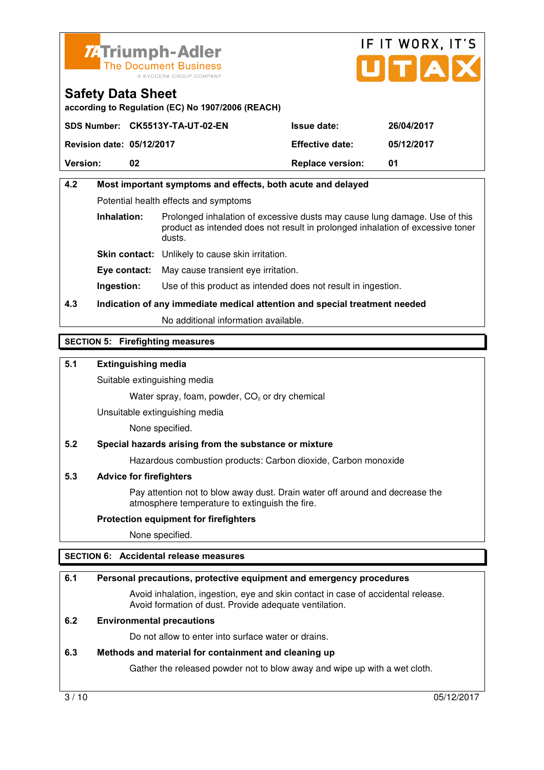**Safety Data Sheet**

according to Regulation (EC) No 1907/2006 (REACH)

| SDS Number: | CK5513Y-TA-UT-02-EN | Issue date: | 26/04/2017 |
| --- | --- | --- | --- |
| Revision date: | 05/12/2017 | Effective date: | 05/12/2017 |
| Version: | 02 | Replace version: | 01 |

### 4.2 Most important symptoms and effects, both acute and delayed

Potential health effects and symptoms

**Inhalation:** Prolonged inhalation of excessive dusts may cause lung damage. Use of this product as intended does not result in prolonged inhalation of excessive toner dusts.

**Skin contact:** Unlikely to cause skin irritation.

**Eye contact:** May cause transient eye irritation.

**Ingestion:** Use of this product as intended does not result in ingestion.

### 4.3 Indication of any immediate medical attention and special treatment needed

No additional information available.

## SECTION 5: Firefighting measures

### 5.1 Extinguishing media

Suitable extinguishing media

Water spray, foam, powder, $CO_2$ or dry chemical

Unsuitable extinguishing media

None specified.

### 5.2 Special hazards arising from the substance or mixture

Hazardous combustion products: Carbon dioxide, Carbon monoxide

### 5.3 Advice for firefighters

Pay attention not to blow away dust. Drain water off around and decrease the atmosphere temperature to extinguish the fire.

**Protection equipment for firefighters**

None specified.

## SECTION 6: Accidental release measures

### 6.1 Personal precautions, protective equipment and emergency procedures

Avoid inhalation, ingestion, eye and skin contact in case of accidental release. Avoid formation of dust. Provide adequate ventilation.

### 6.2 Environmental precautions

Do not allow to enter into surface water or drains.

### 6.3 Methods and material for containment and cleaning up

Gather the released powder not to blow away and wipe up with a wet cloth.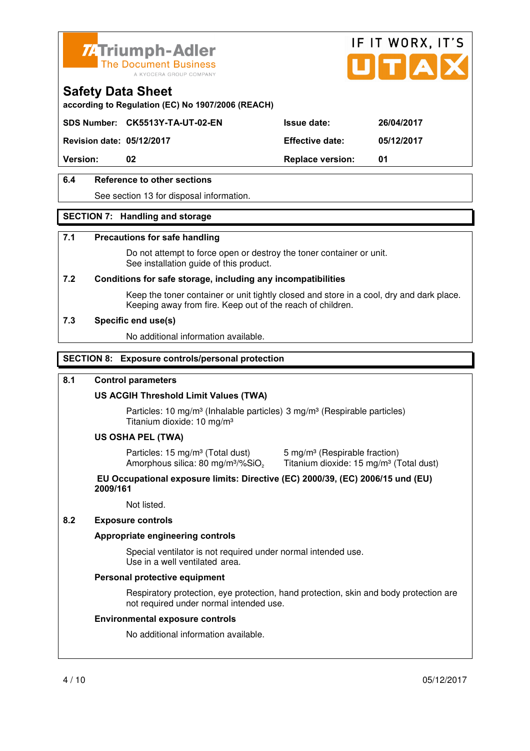# Safety Data Sheet

according to Regulation (EC) No 1907/2006 (REACH)

| SDS Number: | CK5513Y-TA-UT-02-EN | Issue date: | 26/04/2017 |
|---|---|---|---|
| Revision date: | 05/12/2017 | Effective date: | 05/12/2017 |
| Version: | 02 | Replace version: | 01 |

### 6.4 Reference to other sections

See section 13 for disposal information.

## SECTION 7: Handling and storage

### 7.1 Precautions for safe handling

Do not attempt to force open or destroy the toner container or unit.
See installation guide of this product.

### 7.2 Conditions for safe storage, including any incompatibilities

Keep the toner container or unit tightly closed and store in a cool, dry and dark place.
Keeping away from fire. Keep out of the reach of children.

### 7.3 Specific end use(s)

No additional information available.

## SECTION 8: Exposure controls/personal protection

### 8.1 Control parameters

**US ACGIH Threshold Limit Values (TWA)**

Particles: 10 mg/m³ (Inhalable particles) 3 mg/m³ (Respirable particles)
Titanium dioxide: 10 mg/m³

**US OSHA PEL (TWA)**

Particles: 15 mg/m³ (Total dust) 5 mg/m³ (Respirable fraction)
Amorphous silica: 80 mg/m³/%$SiO_2$ Titanium dioxide: 15 mg/m³ (Total dust)

**EU Occupational exposure limits: Directive (EC) 2000/39, (EC) 2006/15 und (EU) 2009/161**

Not listed.

### 8.2 Exposure controls

**Appropriate engineering controls**

Special ventilator is not required under normal intended use.
Use in a well ventilated area.

**Personal protective equipment**

Respiratory protection, eye protection, hand protection, skin and body protection are not required under normal intended use.

**Environmental exposure controls**

No additional information available.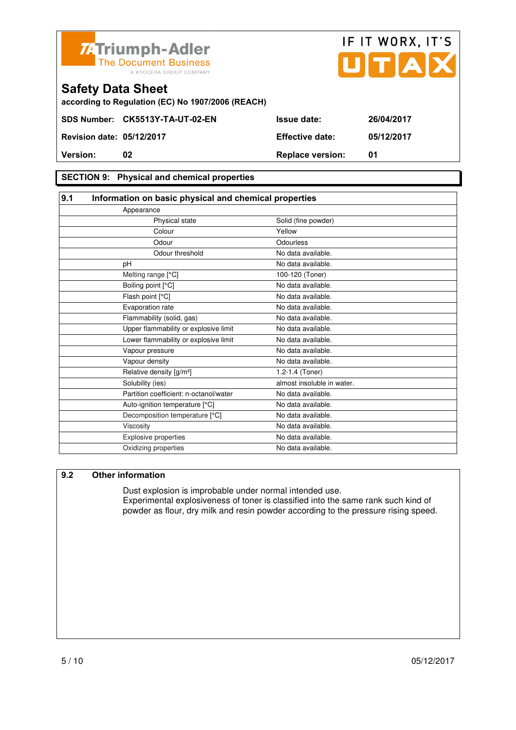Triumph-Adler
The Document Business
A KYOCERA GROUP COMPANY

IF IT WORX, IT'S UTAX

# Safety Data Sheet

**according to Regulation (EC) No 1907/2006 (REACH)**

| | | | |
|---|---|---|---|
| **SDS Number:** | **CK5513Y-TA-UT-02-EN** | **Issue date:** | **26/04/2017** |
| **Revision date:** | **05/12/2017** | **Effective date:** | **05/12/2017** |
| **Version:** | **02** | **Replace version:** | **01** |

## SECTION 9: Physical and chemical properties

### 9.1 Information on basic physical and chemical properties

| Property | Value |
|---|---|
| Appearance | |
| Physical state | Solid (fine powder) |
| Colour | Yellow |
| Odour | Odourless |
| Odour threshold | No data available. |
| pH | No data available. |
| Melting range [°C] | 100-120 (Toner) |
| Boiling point [°C] | No data available. |
| Flash point [°C] | No data available. |
| Evaporation rate | No data available. |
| Flammability (solid, gas) | No data available. |
| Upper flammability or explosive limit | No data available. |
| Lower flammability or explosive limit | No data available. |
| Vapour pressure | No data available. |
| Vapour density | No data available. |
| Relative density [g/m³] | 1.2-1.4 (Toner) |
| Solubility (ies) | almost insoluble in water. |
| Partition coefficient: n-octanol/water | No data available. |
| Auto-ignition temperature [°C] | No data available. |
| Decomposition temperature [°C] | No data available. |
| Viscosity | No data available. |
| Explosive properties | No data available. |
| Oxidizing properties | No data available. |

### 9.2 Other information

Dust explosion is improbable under normal intended use.
Experimental explosiveness of toner is classified into the same rank such kind of powder as flour, dry milk and resin powder according to the pressure rising speed.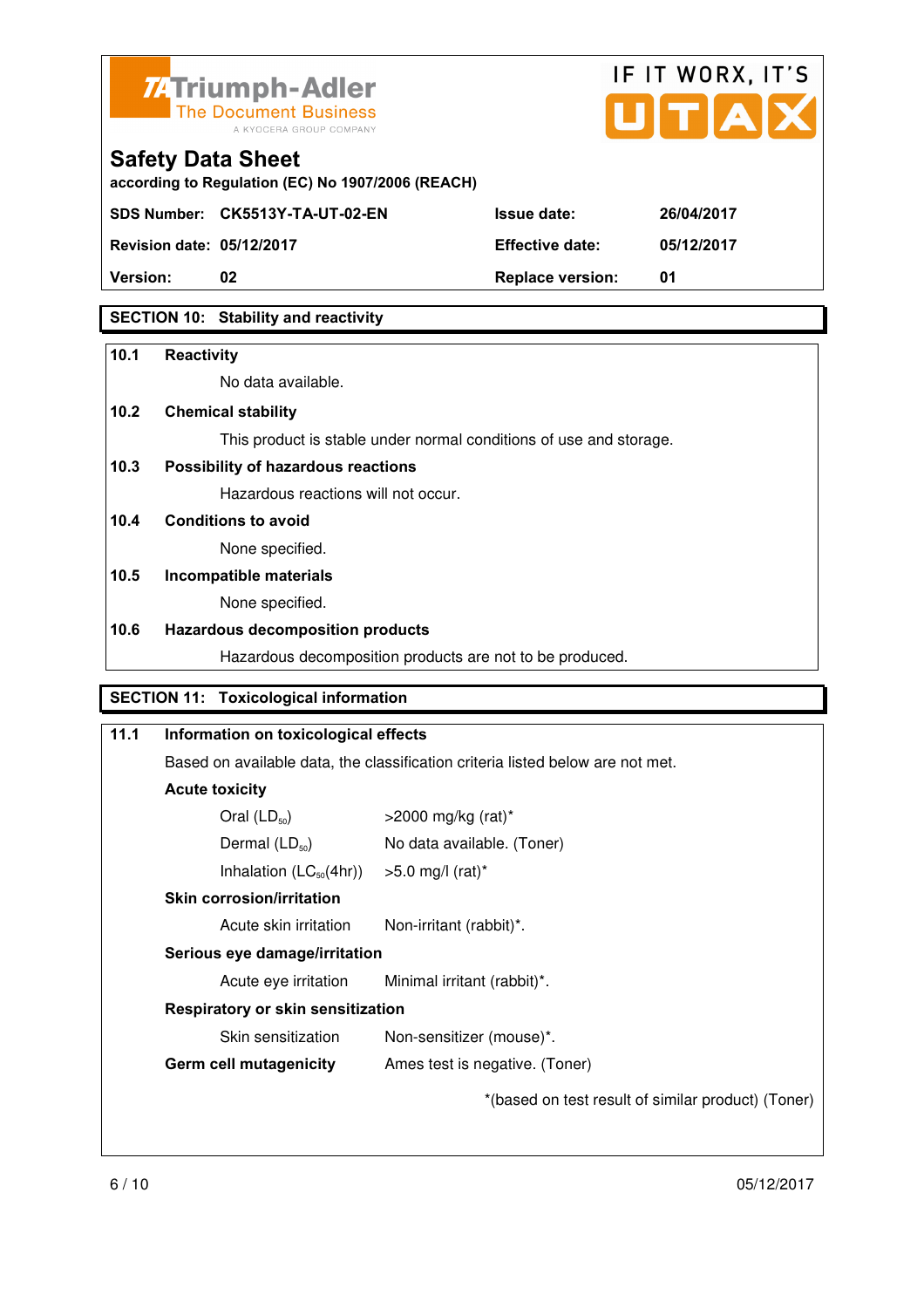Triumph-Adler
The Document Business
A KYOCERA GROUP COMPANY

IF IT WORX, IT'S UTAX

# Safety Data Sheet

according to Regulation (EC) No 1907/2006 (REACH)

| | | | |
|---|---|---|---|
| **SDS Number:** | **CK5513Y-TA-UT-02-EN** | **Issue date:** | **26/04/2017** |
| **Revision date:** | **05/12/2017** | **Effective date:** | **05/12/2017** |
| **Version:** | **02** | **Replace version:** | **01** |

## SECTION 10: Stability and reactivity

**10.1 Reactivity**

No data available.

**10.2 Chemical stability**

This product is stable under normal conditions of use and storage.

**10.3 Possibility of hazardous reactions**

Hazardous reactions will not occur.

**10.4 Conditions to avoid**

None specified.

**10.5 Incompatible materials**

None specified.

**10.6 Hazardous decomposition products**

Hazardous decomposition products are not to be produced.

## SECTION 11: Toxicological information

**11.1 Information on toxicological effects**

Based on available data, the classification criteria listed below are not met.

**Acute toxicity**

| | |
|---|---|
| Oral ($LD_{50}$) | >2000 mg/kg (rat)* |
| Dermal ($LD_{50}$) | No data available. (Toner) |
| Inhalation ($LC_{50}$(4hr)) | >5.0 mg/l (rat)* |

**Skin corrosion/irritation**

| | |
|---|---|
| Acute skin irritation | Non-irritant (rabbit)*. |

**Serious eye damage/irritation**

| | |
|---|---|
| Acute eye irritation | Minimal irritant (rabbit)*. |

**Respiratory or skin sensitization**

| | |
|---|---|
| Skin sensitization | Non-sensitizer (mouse)*. |

**Germ cell mutagenicity** Ames test is negative. (Toner)

*(based on test result of similar product) (Toner)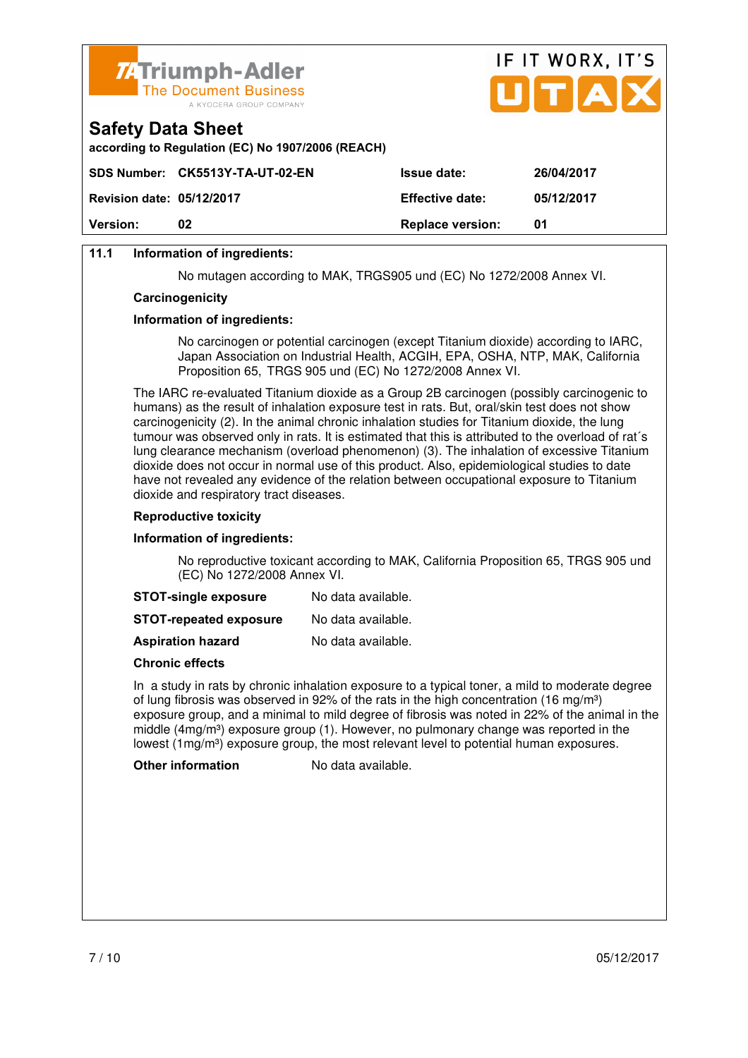### 11.1 Information of ingredients:

No mutagen according to MAK, TRGS905 und (EC) No 1272/2008 Annex VI.

**Carcinogenicity**

**Information of ingredients:**

No carcinogen or potential carcinogen (except Titanium dioxide) according to IARC, Japan Association on Industrial Health, ACGIH, EPA, OSHA, NTP, MAK, California Proposition 65, TRGS 905 und (EC) No 1272/2008 Annex VI.

The IARC re-evaluated Titanium dioxide as a Group 2B carcinogen (possibly carcinogenic to humans) as the result of inhalation exposure test in rats. But, oral/skin test does not show carcinogenicity (2). In the animal chronic inhalation studies for Titanium dioxide, the lung tumour was observed only in rats. It is estimated that this is attributed to the overload of rat´s lung clearance mechanism (overload phenomenon) (3). The inhalation of excessive Titanium dioxide does not occur in normal use of this product. Also, epidemiological studies to date have not revealed any evidence of the relation between occupational exposure to Titanium dioxide and respiratory tract diseases.

**Reproductive toxicity**

**Information of ingredients:**

No reproductive toxicant according to MAK, California Proposition 65, TRGS 905 und (EC) No 1272/2008 Annex VI.

**STOT-single exposure** No data available.

**STOT-repeated exposure** No data available.

**Aspiration hazard** No data available.

**Chronic effects**

In a study in rats by chronic inhalation exposure to a typical toner, a mild to moderate degree of lung fibrosis was observed in 92% of the rats in the high concentration (16 mg/m³) exposure group, and a minimal to mild degree of fibrosis was noted in 22% of the animal in the middle (4mg/m³) exposure group (1). However, no pulmonary change was reported in the lowest (1mg/m³) exposure group, the most relevant level to potential human exposures.

**Other information** No data available.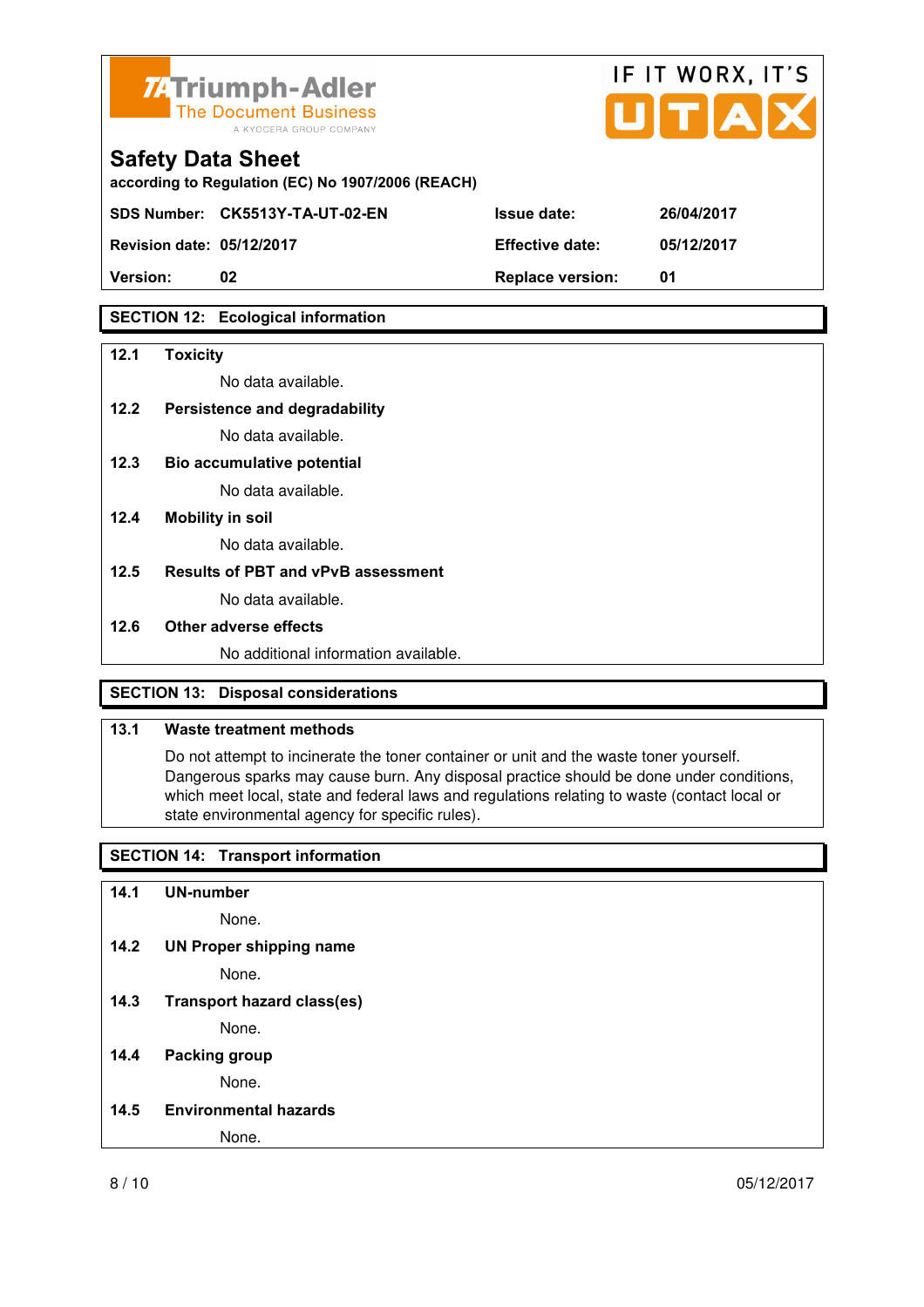**Triumph-Adler** The Document Business — A KYOCERA GROUP COMPANY

IF IT WORX, IT'S UTAX

# Safety Data Sheet

according to Regulation (EC) No 1907/2006 (REACH)

| | | | |
|---|---|---|---|
| **SDS Number:** | **CK5513Y-TA-UT-02-EN** | **Issue date:** | **26/04/2017** |
| **Revision date:** | **05/12/2017** | **Effective date:** | **05/12/2017** |
| **Version:** | **02** | **Replace version:** | **01** |

## SECTION 12: Ecological information

**12.1 Toxicity**

No data available.

**12.2 Persistence and degradability**

No data available.

**12.3 Bio accumulative potential**

No data available.

**12.4 Mobility in soil**

No data available.

**12.5 Results of PBT and vPvB assessment**

No data available.

**12.6 Other adverse effects**

No additional information available.

## SECTION 13: Disposal considerations

**13.1 Waste treatment methods**

Do not attempt to incinerate the toner container or unit and the waste toner yourself. Dangerous sparks may cause burn. Any disposal practice should be done under conditions, which meet local, state and federal laws and regulations relating to waste (contact local or state environmental agency for specific rules).

## SECTION 14: Transport information

**14.1 UN-number**

None.

**14.2 UN Proper shipping name**

None.

**14.3 Transport hazard class(es)**

None.

**14.4 Packing group**

None.

**14.5 Environmental hazards**

None.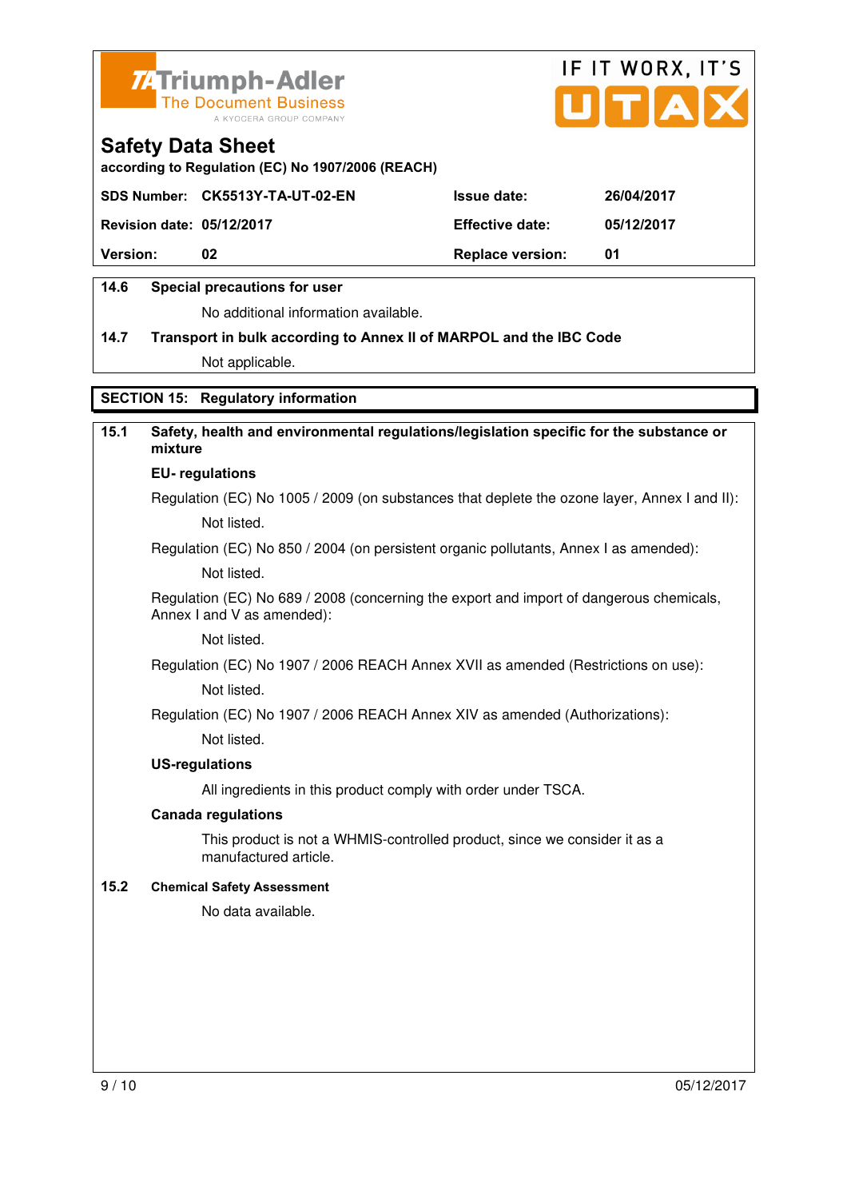**14.6 Special precautions for user**

No additional information available.

**14.7 Transport in bulk according to Annex II of MARPOL and the IBC Code**

Not applicable.

## SECTION 15: Regulatory information

**15.1 Safety, health and environmental regulations/legislation specific for the substance or mixture**

**EU- regulations**

Regulation (EC) No 1005 / 2009 (on substances that deplete the ozone layer, Annex I and II):

Not listed.

Regulation (EC) No 850 / 2004 (on persistent organic pollutants, Annex I as amended):

Not listed.

Regulation (EC) No 689 / 2008 (concerning the export and import of dangerous chemicals, Annex I and V as amended):

Not listed.

Regulation (EC) No 1907 / 2006 REACH Annex XVII as amended (Restrictions on use):

Not listed.

Regulation (EC) No 1907 / 2006 REACH Annex XIV as amended (Authorizations):

Not listed.

**US-regulations**

All ingredients in this product comply with order under TSCA.

**Canada regulations**

This product is not a WHMIS-controlled product, since we consider it as a manufactured article.

**15.2 Chemical Safety Assessment**

No data available.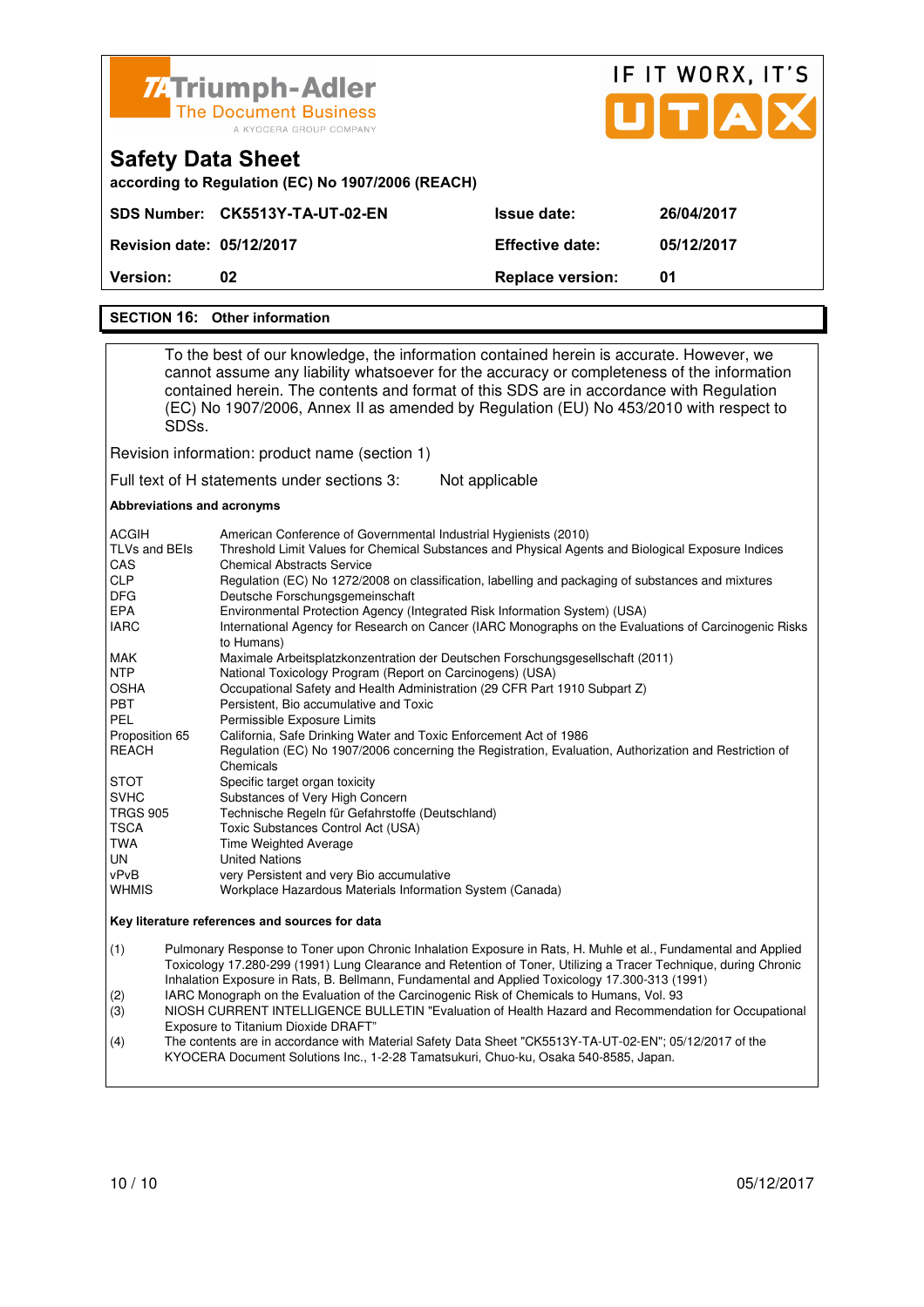Triumph-Adler
The Document Business
A KYOCERA GROUP COMPANY

IF IT WORX, IT'S UTAX

# Safety Data Sheet

**according to Regulation (EC) No 1907/2006 (REACH)**

| | | | |
|---|---|---|---|
| **SDS Number:** | **CK5513Y-TA-UT-02-EN** | **Issue date:** | **26/04/2017** |
| **Revision date:** | **05/12/2017** | **Effective date:** | **05/12/2017** |
| **Version:** | **02** | **Replace version:** | **01** |

## SECTION 16: Other information

To the best of our knowledge, the information contained herein is accurate. However, we cannot assume any liability whatsoever for the accuracy or completeness of the information contained herein. The contents and format of this SDS are in accordance with Regulation (EC) No 1907/2006, Annex II as amended by Regulation (EU) No 453/2010 with respect to SDSs.

Revision information: product name (section 1)

Full text of H statements under sections 3: Not applicable

**Abbreviations and acronyms**

| | |
|---|---|
| ACGIH | American Conference of Governmental Industrial Hygienists (2010) |
| TLVs and BEIs | Threshold Limit Values for Chemical Substances and Physical Agents and Biological Exposure Indices |
| CAS | Chemical Abstracts Service |
| CLP | Regulation (EC) No 1272/2008 on classification, labelling and packaging of substances and mixtures |
| DFG | Deutsche Forschungsgemeinschaft |
| EPA | Environmental Protection Agency (Integrated Risk Information System) (USA) |
| IARC | International Agency for Research on Cancer (IARC Monographs on the Evaluations of Carcinogenic Risks to Humans) |
| MAK | Maximale Arbeitsplatzkonzentration der Deutschen Forschungsgesellschaft (2011) |
| NTP | National Toxicology Program (Report on Carcinogens) (USA) |
| OSHA | Occupational Safety and Health Administration (29 CFR Part 1910 Subpart Z) |
| PBT | Persistent, Bio accumulative and Toxic |
| PEL | Permissible Exposure Limits |
| Proposition 65 | California, Safe Drinking Water and Toxic Enforcement Act of 1986 |
| REACH | Regulation (EC) No 1907/2006 concerning the Registration, Evaluation, Authorization and Restriction of Chemicals |
| STOT | Specific target organ toxicity |
| SVHC | Substances of Very High Concern |
| TRGS 905 | Technische Regeln für Gefahrstoffe (Deutschland) |
| TSCA | Toxic Substances Control Act (USA) |
| TWA | Time Weighted Average |
| UN | United Nations |
| vPvB | very Persistent and very Bio accumulative |
| WHMIS | Workplace Hazardous Materials Information System (Canada) |

**Key literature references and sources for data**

(1) Pulmonary Response to Toner upon Chronic Inhalation Exposure in Rats, H. Muhle et al., Fundamental and Applied Toxicology 17.280-299 (1991) Lung Clearance and Retention of Toner, Utilizing a Tracer Technique, during Chronic Inhalation Exposure in Rats, B. Bellmann, Fundamental and Applied Toxicology 17.300-313 (1991)

(2) IARC Monograph on the Evaluation of the Carcinogenic Risk of Chemicals to Humans, Vol. 93

(3) NIOSH CURRENT INTELLIGENCE BULLETIN "Evaluation of Health Hazard and Recommendation for Occupational Exposure to Titanium Dioxide DRAFT"

(4) The contents are in accordance with Material Safety Data Sheet "CK5513Y-TA-UT-02-EN"; 05/12/2017 of the KYOCERA Document Solutions Inc., 1-2-28 Tamatsukuri, Chuo-ku, Osaka 540-8585, Japan.